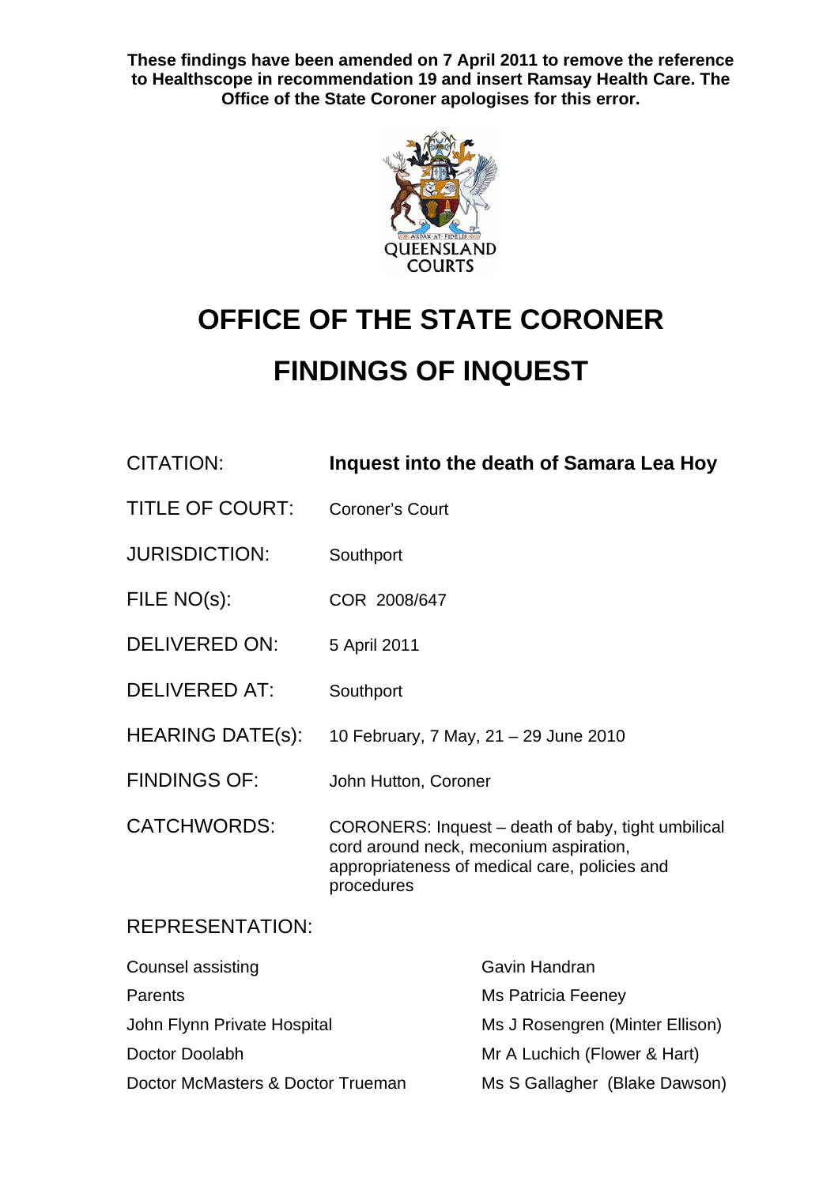**These findings have been amended on 7 April 2011 to remove the reference to Healthscope in recommendation 19 and insert Ramsay Health Care. The Office of the State Coroner apologises for this error.**

QUEENSLAND COURTS

# OFFICE OF THE STATE CORONER

# FINDINGS OF INQUEST

| | |
|---|---|
| CITATION: | **Inquest into the death of Samara Lea Hoy** |
| TITLE OF COURT: | Coroner's Court |
| JURISDICTION: | Southport |
| FILE NO(s): | COR 2008/647 |
| DELIVERED ON: | 5 April 2011 |
| DELIVERED AT: | Southport |
| HEARING DATE(s): | 10 February, 7 May, 21 – 29 June 2010 |
| FINDINGS OF: | John Hutton, Coroner |
| CATCHWORDS: | CORONERS: Inquest – death of baby, tight umbilical cord around neck, meconium aspiration, appropriateness of medical care, policies and procedures |

REPRESENTATION:

| | |
|---|---|
| Counsel assisting | Gavin Handran |
| Parents | Ms Patricia Feeney |
| John Flynn Private Hospital | Ms J Rosengren (Minter Ellison) |
| Doctor Doolabh | Mr A Luchich (Flower & Hart) |
| Doctor McMasters & Doctor Trueman | Ms S Gallagher (Blake Dawson) |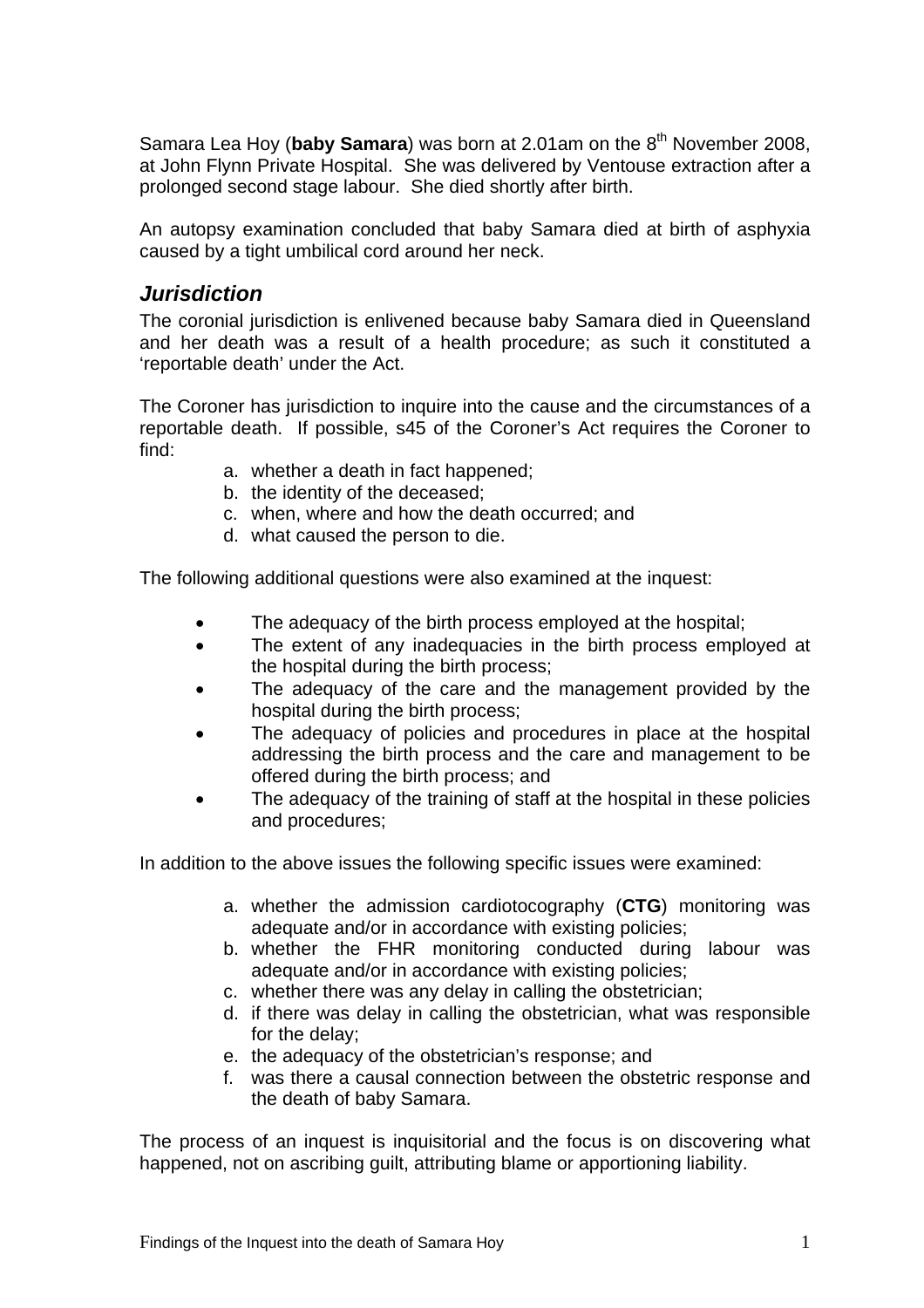Samara Lea Hoy (**baby Samara**) was born at 2.01am on the 8th November 2008, at John Flynn Private Hospital. She was delivered by Ventouse extraction after a prolonged second stage labour. She died shortly after birth.

An autopsy examination concluded that baby Samara died at birth of asphyxia caused by a tight umbilical cord around her neck.

## *Jurisdiction*

The coronial jurisdiction is enlivened because baby Samara died in Queensland and her death was a result of a health procedure; as such it constituted a 'reportable death' under the Act.

The Coroner has jurisdiction to inquire into the cause and the circumstances of a reportable death. If possible, s45 of the Coroner's Act requires the Coroner to find:

a. whether a death in fact happened;
b. the identity of the deceased;
c. when, where and how the death occurred; and
d. what caused the person to die.

The following additional questions were also examined at the inquest:

- The adequacy of the birth process employed at the hospital;
- The extent of any inadequacies in the birth process employed at the hospital during the birth process;
- The adequacy of the care and the management provided by the hospital during the birth process;
- The adequacy of policies and procedures in place at the hospital addressing the birth process and the care and management to be offered during the birth process; and
- The adequacy of the training of staff at the hospital in these policies and procedures;

In addition to the above issues the following specific issues were examined:

a. whether the admission cardiotocography (**CTG**) monitoring was adequate and/or in accordance with existing policies;
b. whether the FHR monitoring conducted during labour was adequate and/or in accordance with existing policies;
c. whether there was any delay in calling the obstetrician;
d. if there was delay in calling the obstetrician, what was responsible for the delay;
e. the adequacy of the obstetrician's response; and
f. was there a causal connection between the obstetric response and the death of baby Samara.

The process of an inquest is inquisitorial and the focus is on discovering what happened, not on ascribing guilt, attributing blame or apportioning liability.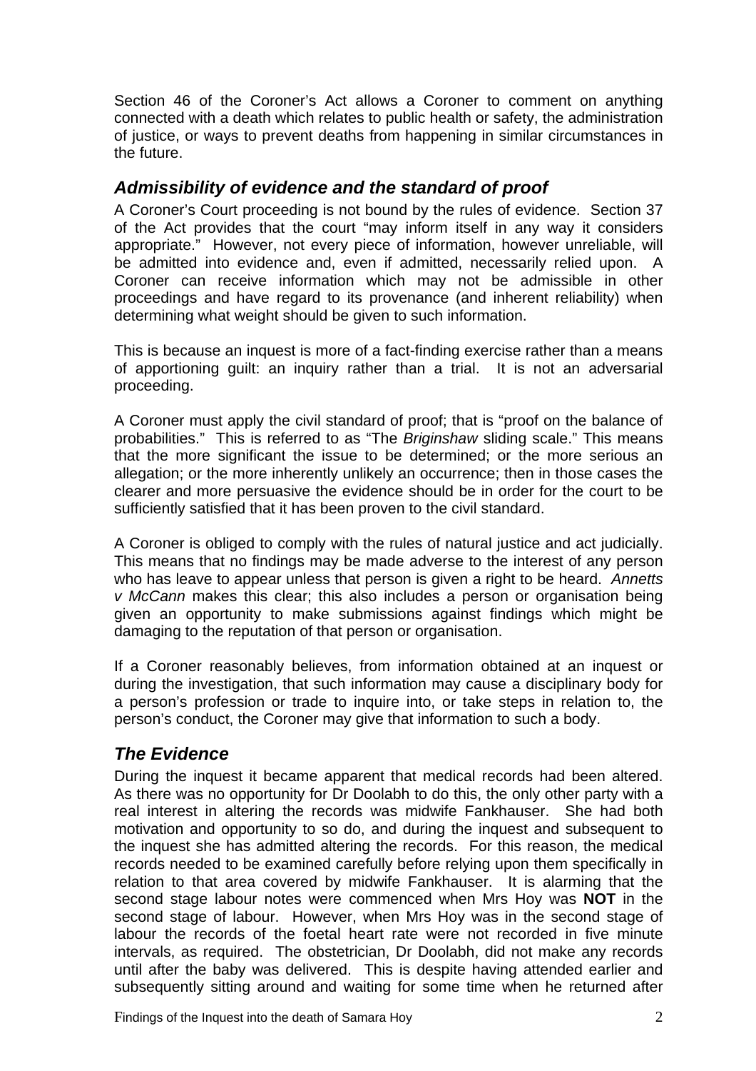Section 46 of the Coroner's Act allows a Coroner to comment on anything connected with a death which relates to public health or safety, the administration of justice, or ways to prevent deaths from happening in similar circumstances in the future.

## *Admissibility of evidence and the standard of proof*

A Coroner's Court proceeding is not bound by the rules of evidence. Section 37 of the Act provides that the court "may inform itself in any way it considers appropriate." However, not every piece of information, however unreliable, will be admitted into evidence and, even if admitted, necessarily relied upon. A Coroner can receive information which may not be admissible in other proceedings and have regard to its provenance (and inherent reliability) when determining what weight should be given to such information.

This is because an inquest is more of a fact-finding exercise rather than a means of apportioning guilt: an inquiry rather than a trial. It is not an adversarial proceeding.

A Coroner must apply the civil standard of proof; that is "proof on the balance of probabilities." This is referred to as "The *Briginshaw* sliding scale." This means that the more significant the issue to be determined; or the more serious an allegation; or the more inherently unlikely an occurrence; then in those cases the clearer and more persuasive the evidence should be in order for the court to be sufficiently satisfied that it has been proven to the civil standard.

A Coroner is obliged to comply with the rules of natural justice and act judicially. This means that no findings may be made adverse to the interest of any person who has leave to appear unless that person is given a right to be heard. *Annetts v McCann* makes this clear; this also includes a person or organisation being given an opportunity to make submissions against findings which might be damaging to the reputation of that person or organisation.

If a Coroner reasonably believes, from information obtained at an inquest or during the investigation, that such information may cause a disciplinary body for a person's profession or trade to inquire into, or take steps in relation to, the person's conduct, the Coroner may give that information to such a body.

## *The Evidence*

During the inquest it became apparent that medical records had been altered. As there was no opportunity for Dr Doolabh to do this, the only other party with a real interest in altering the records was midwife Fankhauser. She had both motivation and opportunity to so do, and during the inquest and subsequent to the inquest she has admitted altering the records. For this reason, the medical records needed to be examined carefully before relying upon them specifically in relation to that area covered by midwife Fankhauser. It is alarming that the second stage labour notes were commenced when Mrs Hoy was **NOT** in the second stage of labour. However, when Mrs Hoy was in the second stage of labour the records of the foetal heart rate were not recorded in five minute intervals, as required. The obstetrician, Dr Doolabh, did not make any records until after the baby was delivered. This is despite having attended earlier and subsequently sitting around and waiting for some time when he returned after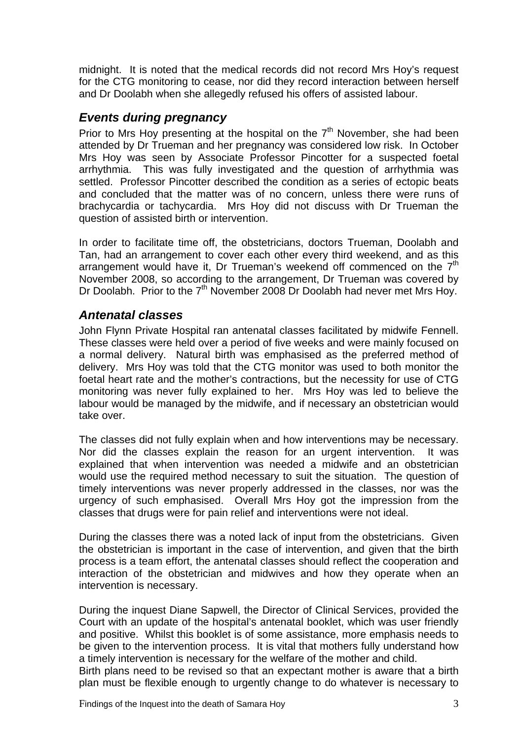midnight. It is noted that the medical records did not record Mrs Hoy's request for the CTG monitoring to cease, nor did they record interaction between herself and Dr Doolabh when she allegedly refused his offers of assisted labour.

## *Events during pregnancy*

Prior to Mrs Hoy presenting at the hospital on the 7th November, she had been attended by Dr Trueman and her pregnancy was considered low risk. In October Mrs Hoy was seen by Associate Professor Pincotter for a suspected foetal arrhythmia. This was fully investigated and the question of arrhythmia was settled. Professor Pincotter described the condition as a series of ectopic beats and concluded that the matter was of no concern, unless there were runs of brachycardia or tachycardia. Mrs Hoy did not discuss with Dr Trueman the question of assisted birth or intervention.

In order to facilitate time off, the obstetricians, doctors Trueman, Doolabh and Tan, had an arrangement to cover each other every third weekend, and as this arrangement would have it, Dr Trueman's weekend off commenced on the 7th November 2008, so according to the arrangement, Dr Trueman was covered by Dr Doolabh. Prior to the 7th November 2008 Dr Doolabh had never met Mrs Hoy.

## *Antenatal classes*

John Flynn Private Hospital ran antenatal classes facilitated by midwife Fennell. These classes were held over a period of five weeks and were mainly focused on a normal delivery. Natural birth was emphasised as the preferred method of delivery. Mrs Hoy was told that the CTG monitor was used to both monitor the foetal heart rate and the mother's contractions, but the necessity for use of CTG monitoring was never fully explained to her. Mrs Hoy was led to believe the labour would be managed by the midwife, and if necessary an obstetrician would take over.

The classes did not fully explain when and how interventions may be necessary. Nor did the classes explain the reason for an urgent intervention. It was explained that when intervention was needed a midwife and an obstetrician would use the required method necessary to suit the situation. The question of timely interventions was never properly addressed in the classes, nor was the urgency of such emphasised. Overall Mrs Hoy got the impression from the classes that drugs were for pain relief and interventions were not ideal.

During the classes there was a noted lack of input from the obstetricians. Given the obstetrician is important in the case of intervention, and given that the birth process is a team effort, the antenatal classes should reflect the cooperation and interaction of the obstetrician and midwives and how they operate when an intervention is necessary.

During the inquest Diane Sapwell, the Director of Clinical Services, provided the Court with an update of the hospital's antenatal booklet, which was user friendly and positive. Whilst this booklet is of some assistance, more emphasis needs to be given to the intervention process. It is vital that mothers fully understand how a timely intervention is necessary for the welfare of the mother and child.

Birth plans need to be revised so that an expectant mother is aware that a birth plan must be flexible enough to urgently change to do whatever is necessary to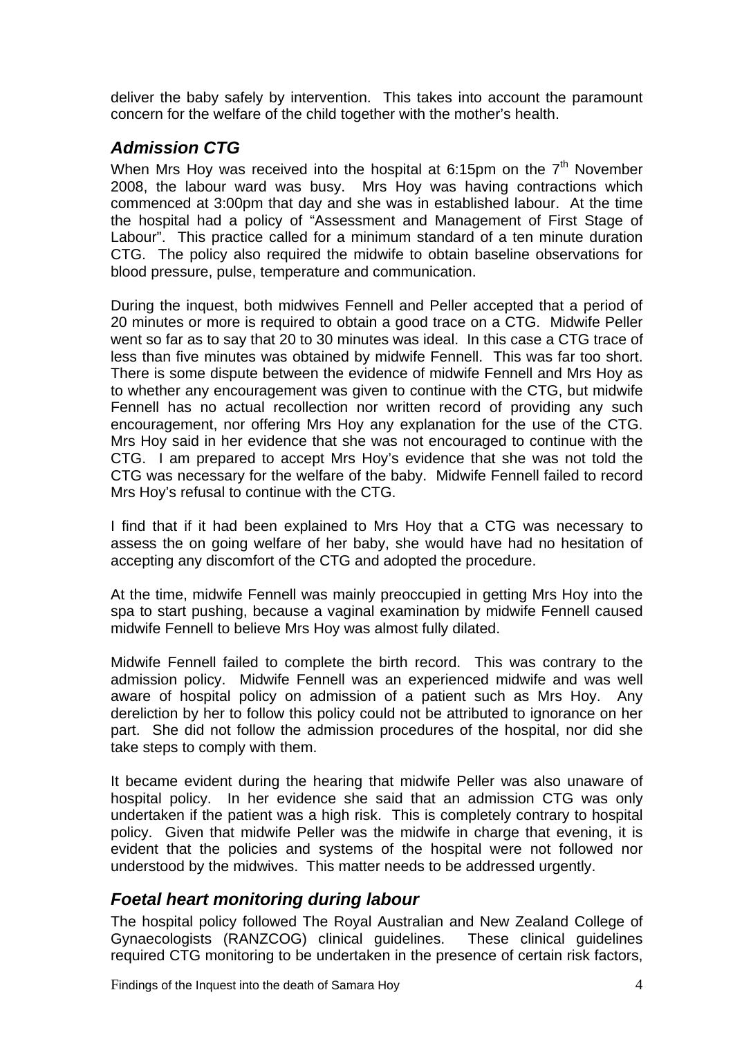deliver the baby safely by intervention. This takes into account the paramount concern for the welfare of the child together with the mother's health.

## *Admission CTG*

When Mrs Hoy was received into the hospital at 6:15pm on the 7th November 2008, the labour ward was busy. Mrs Hoy was having contractions which commenced at 3:00pm that day and she was in established labour. At the time the hospital had a policy of "Assessment and Management of First Stage of Labour". This practice called for a minimum standard of a ten minute duration CTG. The policy also required the midwife to obtain baseline observations for blood pressure, pulse, temperature and communication.

During the inquest, both midwives Fennell and Peller accepted that a period of 20 minutes or more is required to obtain a good trace on a CTG. Midwife Peller went so far as to say that 20 to 30 minutes was ideal. In this case a CTG trace of less than five minutes was obtained by midwife Fennell. This was far too short. There is some dispute between the evidence of midwife Fennell and Mrs Hoy as to whether any encouragement was given to continue with the CTG, but midwife Fennell has no actual recollection nor written record of providing any such encouragement, nor offering Mrs Hoy any explanation for the use of the CTG. Mrs Hoy said in her evidence that she was not encouraged to continue with the CTG. I am prepared to accept Mrs Hoy's evidence that she was not told the CTG was necessary for the welfare of the baby. Midwife Fennell failed to record Mrs Hoy's refusal to continue with the CTG.

I find that if it had been explained to Mrs Hoy that a CTG was necessary to assess the on going welfare of her baby, she would have had no hesitation of accepting any discomfort of the CTG and adopted the procedure.

At the time, midwife Fennell was mainly preoccupied in getting Mrs Hoy into the spa to start pushing, because a vaginal examination by midwife Fennell caused midwife Fennell to believe Mrs Hoy was almost fully dilated.

Midwife Fennell failed to complete the birth record. This was contrary to the admission policy. Midwife Fennell was an experienced midwife and was well aware of hospital policy on admission of a patient such as Mrs Hoy. Any dereliction by her to follow this policy could not be attributed to ignorance on her part. She did not follow the admission procedures of the hospital, nor did she take steps to comply with them.

It became evident during the hearing that midwife Peller was also unaware of hospital policy. In her evidence she said that an admission CTG was only undertaken if the patient was a high risk. This is completely contrary to hospital policy. Given that midwife Peller was the midwife in charge that evening, it is evident that the policies and systems of the hospital were not followed nor understood by the midwives. This matter needs to be addressed urgently.

## *Foetal heart monitoring during labour*

The hospital policy followed The Royal Australian and New Zealand College of Gynaecologists (RANZCOG) clinical guidelines. These clinical guidelines required CTG monitoring to be undertaken in the presence of certain risk factors,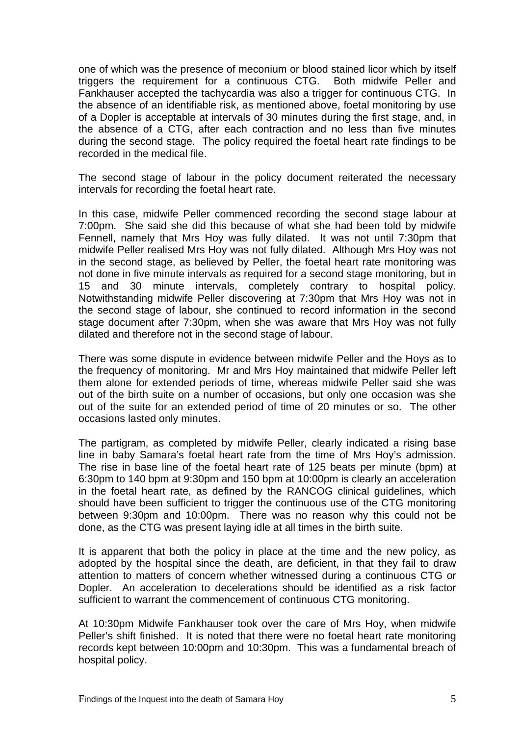one of which was the presence of meconium or blood stained licor which by itself triggers the requirement for a continuous CTG. Both midwife Peller and Fankhauser accepted the tachycardia was also a trigger for continuous CTG. In the absence of an identifiable risk, as mentioned above, foetal monitoring by use of a Dopler is acceptable at intervals of 30 minutes during the first stage, and, in the absence of a CTG, after each contraction and no less than five minutes during the second stage. The policy required the foetal heart rate findings to be recorded in the medical file.

The second stage of labour in the policy document reiterated the necessary intervals for recording the foetal heart rate.

In this case, midwife Peller commenced recording the second stage labour at 7:00pm. She said she did this because of what she had been told by midwife Fennell, namely that Mrs Hoy was fully dilated. It was not until 7:30pm that midwife Peller realised Mrs Hoy was not fully dilated. Although Mrs Hoy was not in the second stage, as believed by Peller, the foetal heart rate monitoring was not done in five minute intervals as required for a second stage monitoring, but in 15 and 30 minute intervals, completely contrary to hospital policy. Notwithstanding midwife Peller discovering at 7:30pm that Mrs Hoy was not in the second stage of labour, she continued to record information in the second stage document after 7:30pm, when she was aware that Mrs Hoy was not fully dilated and therefore not in the second stage of labour.

There was some dispute in evidence between midwife Peller and the Hoys as to the frequency of monitoring. Mr and Mrs Hoy maintained that midwife Peller left them alone for extended periods of time, whereas midwife Peller said she was out of the birth suite on a number of occasions, but only one occasion was she out of the suite for an extended period of time of 20 minutes or so. The other occasions lasted only minutes.

The partigram, as completed by midwife Peller, clearly indicated a rising base line in baby Samara's foetal heart rate from the time of Mrs Hoy's admission. The rise in base line of the foetal heart rate of 125 beats per minute (bpm) at 6:30pm to 140 bpm at 9:30pm and 150 bpm at 10:00pm is clearly an acceleration in the foetal heart rate, as defined by the RANCOG clinical guidelines, which should have been sufficient to trigger the continuous use of the CTG monitoring between 9:30pm and 10:00pm. There was no reason why this could not be done, as the CTG was present laying idle at all times in the birth suite.

It is apparent that both the policy in place at the time and the new policy, as adopted by the hospital since the death, are deficient, in that they fail to draw attention to matters of concern whether witnessed during a continuous CTG or Dopler. An acceleration to decelerations should be identified as a risk factor sufficient to warrant the commencement of continuous CTG monitoring.

At 10:30pm Midwife Fankhauser took over the care of Mrs Hoy, when midwife Peller's shift finished. It is noted that there were no foetal heart rate monitoring records kept between 10:00pm and 10:30pm. This was a fundamental breach of hospital policy.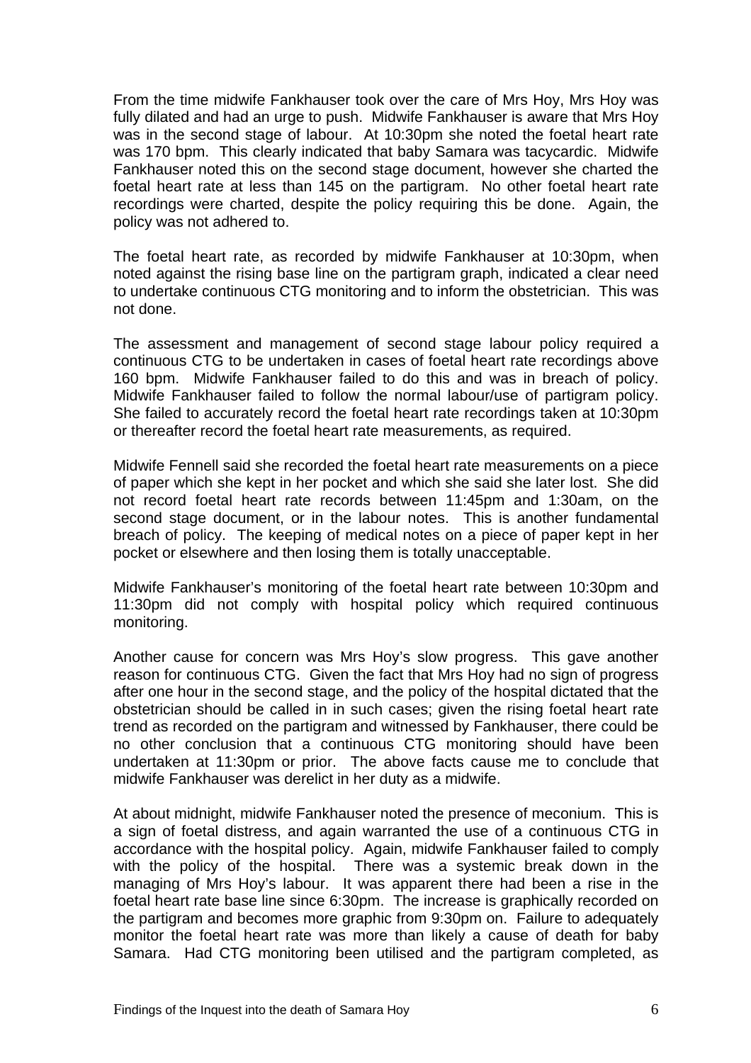From the time midwife Fankhauser took over the care of Mrs Hoy, Mrs Hoy was fully dilated and had an urge to push. Midwife Fankhauser is aware that Mrs Hoy was in the second stage of labour. At 10:30pm she noted the foetal heart rate was 170 bpm. This clearly indicated that baby Samara was tacycardic. Midwife Fankhauser noted this on the second stage document, however she charted the foetal heart rate at less than 145 on the partigram. No other foetal heart rate recordings were charted, despite the policy requiring this be done. Again, the policy was not adhered to.

The foetal heart rate, as recorded by midwife Fankhauser at 10:30pm, when noted against the rising base line on the partigram graph, indicated a clear need to undertake continuous CTG monitoring and to inform the obstetrician. This was not done.

The assessment and management of second stage labour policy required a continuous CTG to be undertaken in cases of foetal heart rate recordings above 160 bpm. Midwife Fankhauser failed to do this and was in breach of policy. Midwife Fankhauser failed to follow the normal labour/use of partigram policy. She failed to accurately record the foetal heart rate recordings taken at 10:30pm or thereafter record the foetal heart rate measurements, as required.

Midwife Fennell said she recorded the foetal heart rate measurements on a piece of paper which she kept in her pocket and which she said she later lost. She did not record foetal heart rate records between 11:45pm and 1:30am, on the second stage document, or in the labour notes. This is another fundamental breach of policy. The keeping of medical notes on a piece of paper kept in her pocket or elsewhere and then losing them is totally unacceptable.

Midwife Fankhauser's monitoring of the foetal heart rate between 10:30pm and 11:30pm did not comply with hospital policy which required continuous monitoring.

Another cause for concern was Mrs Hoy's slow progress. This gave another reason for continuous CTG. Given the fact that Mrs Hoy had no sign of progress after one hour in the second stage, and the policy of the hospital dictated that the obstetrician should be called in in such cases; given the rising foetal heart rate trend as recorded on the partigram and witnessed by Fankhauser, there could be no other conclusion that a continuous CTG monitoring should have been undertaken at 11:30pm or prior. The above facts cause me to conclude that midwife Fankhauser was derelict in her duty as a midwife.

At about midnight, midwife Fankhauser noted the presence of meconium. This is a sign of foetal distress, and again warranted the use of a continuous CTG in accordance with the hospital policy. Again, midwife Fankhauser failed to comply with the policy of the hospital. There was a systemic break down in the managing of Mrs Hoy's labour. It was apparent there had been a rise in the foetal heart rate base line since 6:30pm. The increase is graphically recorded on the partigram and becomes more graphic from 9:30pm on. Failure to adequately monitor the foetal heart rate was more than likely a cause of death for baby Samara. Had CTG monitoring been utilised and the partigram completed, as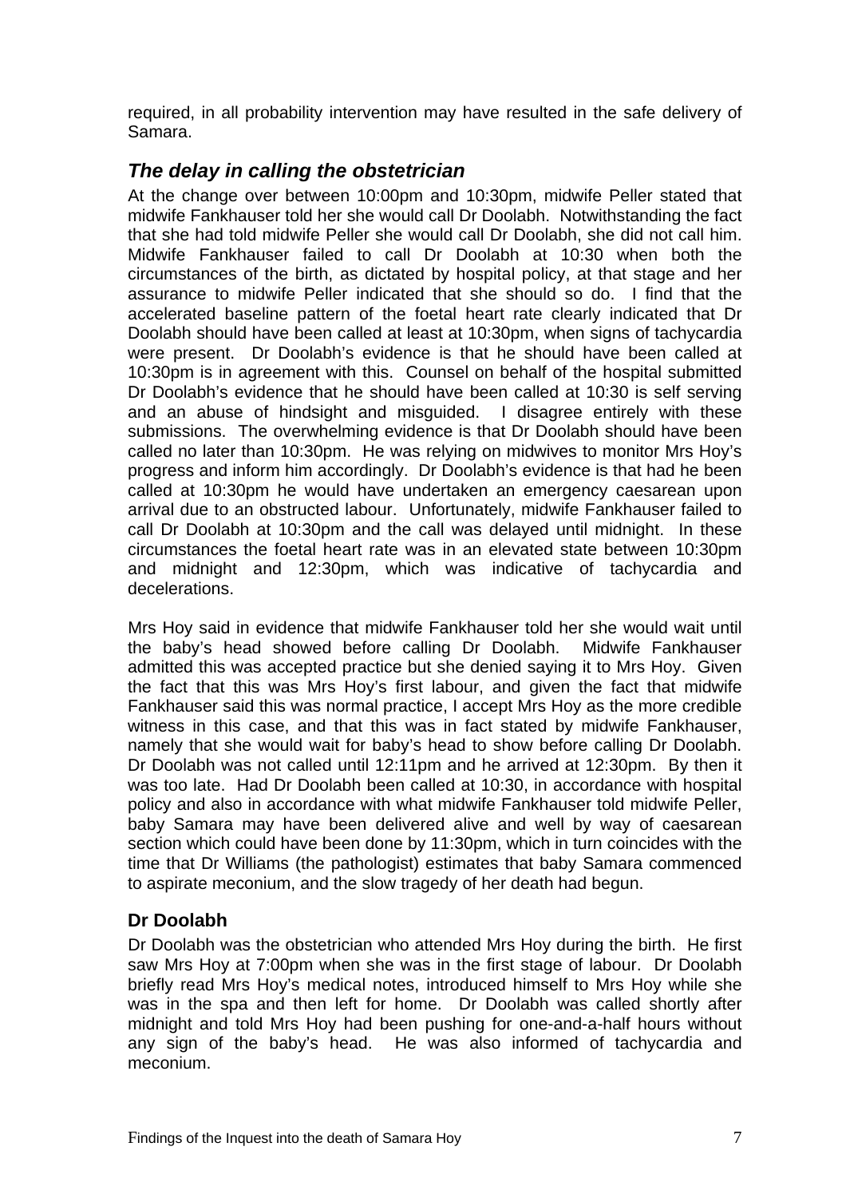required, in all probability intervention may have resulted in the safe delivery of Samara.

## *The delay in calling the obstetrician*

At the change over between 10:00pm and 10:30pm, midwife Peller stated that midwife Fankhauser told her she would call Dr Doolabh. Notwithstanding the fact that she had told midwife Peller she would call Dr Doolabh, she did not call him. Midwife Fankhauser failed to call Dr Doolabh at 10:30 when both the circumstances of the birth, as dictated by hospital policy, at that stage and her assurance to midwife Peller indicated that she should so do. I find that the accelerated baseline pattern of the foetal heart rate clearly indicated that Dr Doolabh should have been called at least at 10:30pm, when signs of tachycardia were present. Dr Doolabh's evidence is that he should have been called at 10:30pm is in agreement with this. Counsel on behalf of the hospital submitted Dr Doolabh's evidence that he should have been called at 10:30 is self serving and an abuse of hindsight and misguided. I disagree entirely with these submissions. The overwhelming evidence is that Dr Doolabh should have been called no later than 10:30pm. He was relying on midwives to monitor Mrs Hoy's progress and inform him accordingly. Dr Doolabh's evidence is that had he been called at 10:30pm he would have undertaken an emergency caesarean upon arrival due to an obstructed labour. Unfortunately, midwife Fankhauser failed to call Dr Doolabh at 10:30pm and the call was delayed until midnight. In these circumstances the foetal heart rate was in an elevated state between 10:30pm and midnight and 12:30pm, which was indicative of tachycardia and decelerations.

Mrs Hoy said in evidence that midwife Fankhauser told her she would wait until the baby's head showed before calling Dr Doolabh. Midwife Fankhauser admitted this was accepted practice but she denied saying it to Mrs Hoy. Given the fact that this was Mrs Hoy's first labour, and given the fact that midwife Fankhauser said this was normal practice, I accept Mrs Hoy as the more credible witness in this case, and that this was in fact stated by midwife Fankhauser, namely that she would wait for baby's head to show before calling Dr Doolabh. Dr Doolabh was not called until 12:11pm and he arrived at 12:30pm. By then it was too late. Had Dr Doolabh been called at 10:30, in accordance with hospital policy and also in accordance with what midwife Fankhauser told midwife Peller, baby Samara may have been delivered alive and well by way of caesarean section which could have been done by 11:30pm, which in turn coincides with the time that Dr Williams (the pathologist) estimates that baby Samara commenced to aspirate meconium, and the slow tragedy of her death had begun.

### **Dr Doolabh**

Dr Doolabh was the obstetrician who attended Mrs Hoy during the birth. He first saw Mrs Hoy at 7:00pm when she was in the first stage of labour. Dr Doolabh briefly read Mrs Hoy's medical notes, introduced himself to Mrs Hoy while she was in the spa and then left for home. Dr Doolabh was called shortly after midnight and told Mrs Hoy had been pushing for one-and-a-half hours without any sign of the baby's head. He was also informed of tachycardia and meconium.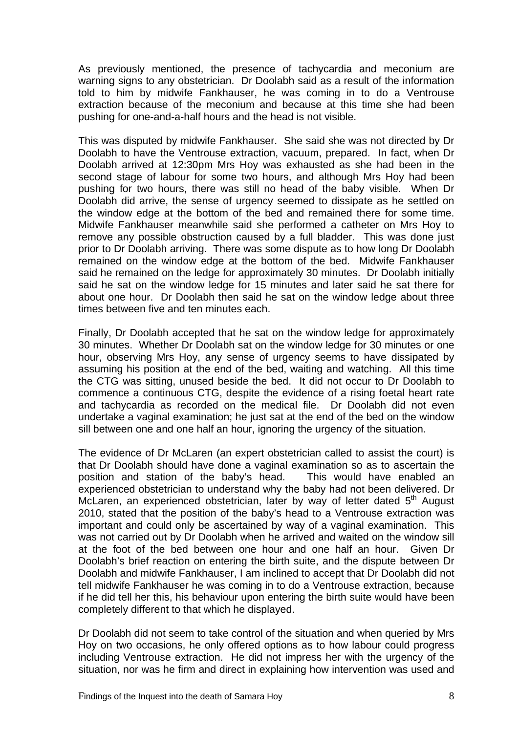As previously mentioned, the presence of tachycardia and meconium are warning signs to any obstetrician. Dr Doolabh said as a result of the information told to him by midwife Fankhauser, he was coming in to do a Ventrouse extraction because of the meconium and because at this time she had been pushing for one-and-a-half hours and the head is not visible.

This was disputed by midwife Fankhauser. She said she was not directed by Dr Doolabh to have the Ventrouse extraction, vacuum, prepared. In fact, when Dr Doolabh arrived at 12:30pm Mrs Hoy was exhausted as she had been in the second stage of labour for some two hours, and although Mrs Hoy had been pushing for two hours, there was still no head of the baby visible. When Dr Doolabh did arrive, the sense of urgency seemed to dissipate as he settled on the window edge at the bottom of the bed and remained there for some time. Midwife Fankhauser meanwhile said she performed a catheter on Mrs Hoy to remove any possible obstruction caused by a full bladder. This was done just prior to Dr Doolabh arriving. There was some dispute as to how long Dr Doolabh remained on the window edge at the bottom of the bed. Midwife Fankhauser said he remained on the ledge for approximately 30 minutes. Dr Doolabh initially said he sat on the window ledge for 15 minutes and later said he sat there for about one hour. Dr Doolabh then said he sat on the window ledge about three times between five and ten minutes each.

Finally, Dr Doolabh accepted that he sat on the window ledge for approximately 30 minutes. Whether Dr Doolabh sat on the window ledge for 30 minutes or one hour, observing Mrs Hoy, any sense of urgency seems to have dissipated by assuming his position at the end of the bed, waiting and watching. All this time the CTG was sitting, unused beside the bed. It did not occur to Dr Doolabh to commence a continuous CTG, despite the evidence of a rising foetal heart rate and tachycardia as recorded on the medical file. Dr Doolabh did not even undertake a vaginal examination; he just sat at the end of the bed on the window sill between one and one half an hour, ignoring the urgency of the situation.

The evidence of Dr McLaren (an expert obstetrician called to assist the court) is that Dr Doolabh should have done a vaginal examination so as to ascertain the position and station of the baby's head. This would have enabled an experienced obstetrician to understand why the baby had not been delivered. Dr McLaren, an experienced obstetrician, later by way of letter dated 5th August 2010, stated that the position of the baby's head to a Ventrouse extraction was important and could only be ascertained by way of a vaginal examination. This was not carried out by Dr Doolabh when he arrived and waited on the window sill at the foot of the bed between one hour and one half an hour. Given Dr Doolabh's brief reaction on entering the birth suite, and the dispute between Dr Doolabh and midwife Fankhauser, I am inclined to accept that Dr Doolabh did not tell midwife Fankhauser he was coming in to do a Ventrouse extraction, because if he did tell her this, his behaviour upon entering the birth suite would have been completely different to that which he displayed.

Dr Doolabh did not seem to take control of the situation and when queried by Mrs Hoy on two occasions, he only offered options as to how labour could progress including Ventrouse extraction. He did not impress her with the urgency of the situation, nor was he firm and direct in explaining how intervention was used and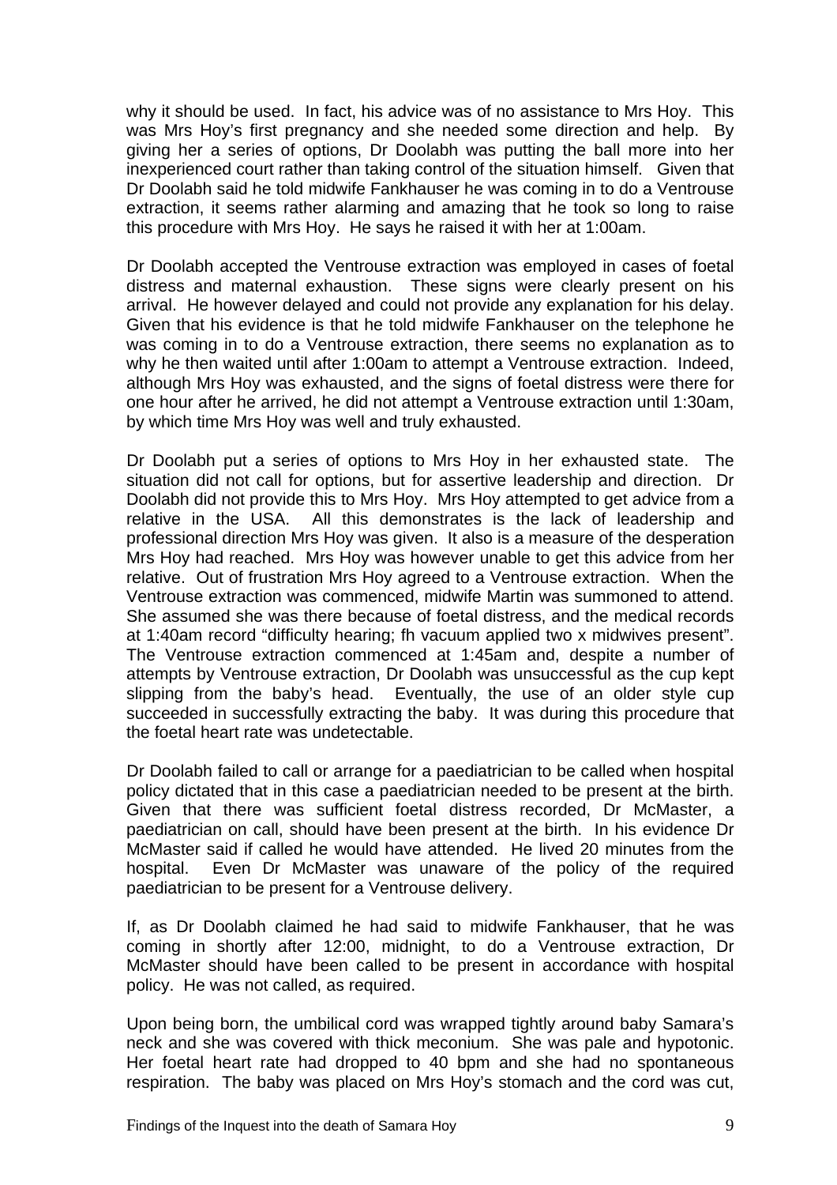why it should be used. In fact, his advice was of no assistance to Mrs Hoy. This was Mrs Hoy's first pregnancy and she needed some direction and help. By giving her a series of options, Dr Doolabh was putting the ball more into her inexperienced court rather than taking control of the situation himself. Given that Dr Doolabh said he told midwife Fankhauser he was coming in to do a Ventrouse extraction, it seems rather alarming and amazing that he took so long to raise this procedure with Mrs Hoy. He says he raised it with her at 1:00am.

Dr Doolabh accepted the Ventrouse extraction was employed in cases of foetal distress and maternal exhaustion. These signs were clearly present on his arrival. He however delayed and could not provide any explanation for his delay. Given that his evidence is that he told midwife Fankhauser on the telephone he was coming in to do a Ventrouse extraction, there seems no explanation as to why he then waited until after 1:00am to attempt a Ventrouse extraction. Indeed, although Mrs Hoy was exhausted, and the signs of foetal distress were there for one hour after he arrived, he did not attempt a Ventrouse extraction until 1:30am, by which time Mrs Hoy was well and truly exhausted.

Dr Doolabh put a series of options to Mrs Hoy in her exhausted state. The situation did not call for options, but for assertive leadership and direction. Dr Doolabh did not provide this to Mrs Hoy. Mrs Hoy attempted to get advice from a relative in the USA. All this demonstrates is the lack of leadership and professional direction Mrs Hoy was given. It also is a measure of the desperation Mrs Hoy had reached. Mrs Hoy was however unable to get this advice from her relative. Out of frustration Mrs Hoy agreed to a Ventrouse extraction. When the Ventrouse extraction was commenced, midwife Martin was summoned to attend. She assumed she was there because of foetal distress, and the medical records at 1:40am record "difficulty hearing; fh vacuum applied two x midwives present". The Ventrouse extraction commenced at 1:45am and, despite a number of attempts by Ventrouse extraction, Dr Doolabh was unsuccessful as the cup kept slipping from the baby's head. Eventually, the use of an older style cup succeeded in successfully extracting the baby. It was during this procedure that the foetal heart rate was undetectable.

Dr Doolabh failed to call or arrange for a paediatrician to be called when hospital policy dictated that in this case a paediatrician needed to be present at the birth. Given that there was sufficient foetal distress recorded, Dr McMaster, a paediatrician on call, should have been present at the birth. In his evidence Dr McMaster said if called he would have attended. He lived 20 minutes from the hospital. Even Dr McMaster was unaware of the policy of the required paediatrician to be present for a Ventrouse delivery.

If, as Dr Doolabh claimed he had said to midwife Fankhauser, that he was coming in shortly after 12:00, midnight, to do a Ventrouse extraction, Dr McMaster should have been called to be present in accordance with hospital policy. He was not called, as required.

Upon being born, the umbilical cord was wrapped tightly around baby Samara's neck and she was covered with thick meconium. She was pale and hypotonic. Her foetal heart rate had dropped to 40 bpm and she had no spontaneous respiration. The baby was placed on Mrs Hoy's stomach and the cord was cut,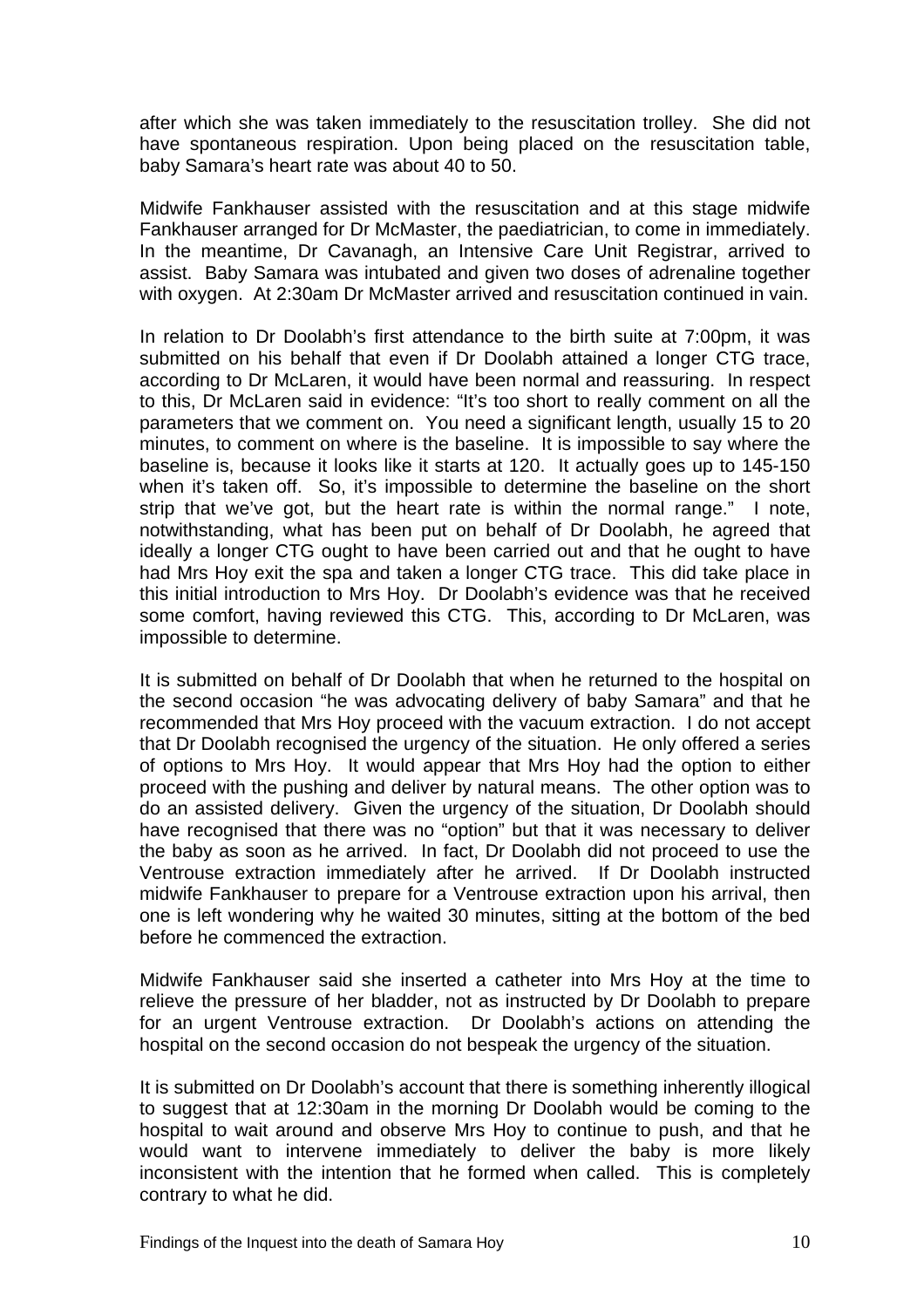after which she was taken immediately to the resuscitation trolley. She did not have spontaneous respiration. Upon being placed on the resuscitation table, baby Samara's heart rate was about 40 to 50.

Midwife Fankhauser assisted with the resuscitation and at this stage midwife Fankhauser arranged for Dr McMaster, the paediatrician, to come in immediately. In the meantime, Dr Cavanagh, an Intensive Care Unit Registrar, arrived to assist. Baby Samara was intubated and given two doses of adrenaline together with oxygen. At 2:30am Dr McMaster arrived and resuscitation continued in vain.

In relation to Dr Doolabh's first attendance to the birth suite at 7:00pm, it was submitted on his behalf that even if Dr Doolabh attained a longer CTG trace, according to Dr McLaren, it would have been normal and reassuring. In respect to this, Dr McLaren said in evidence: "It's too short to really comment on all the parameters that we comment on. You need a significant length, usually 15 to 20 minutes, to comment on where is the baseline. It is impossible to say where the baseline is, because it looks like it starts at 120. It actually goes up to 145-150 when it's taken off. So, it's impossible to determine the baseline on the short strip that we've got, but the heart rate is within the normal range." I note, notwithstanding, what has been put on behalf of Dr Doolabh, he agreed that ideally a longer CTG ought to have been carried out and that he ought to have had Mrs Hoy exit the spa and taken a longer CTG trace. This did take place in this initial introduction to Mrs Hoy. Dr Doolabh's evidence was that he received some comfort, having reviewed this CTG. This, according to Dr McLaren, was impossible to determine.

It is submitted on behalf of Dr Doolabh that when he returned to the hospital on the second occasion "he was advocating delivery of baby Samara" and that he recommended that Mrs Hoy proceed with the vacuum extraction. I do not accept that Dr Doolabh recognised the urgency of the situation. He only offered a series of options to Mrs Hoy. It would appear that Mrs Hoy had the option to either proceed with the pushing and deliver by natural means. The other option was to do an assisted delivery. Given the urgency of the situation, Dr Doolabh should have recognised that there was no "option" but that it was necessary to deliver the baby as soon as he arrived. In fact, Dr Doolabh did not proceed to use the Ventrouse extraction immediately after he arrived. If Dr Doolabh instructed midwife Fankhauser to prepare for a Ventrouse extraction upon his arrival, then one is left wondering why he waited 30 minutes, sitting at the bottom of the bed before he commenced the extraction.

Midwife Fankhauser said she inserted a catheter into Mrs Hoy at the time to relieve the pressure of her bladder, not as instructed by Dr Doolabh to prepare for an urgent Ventrouse extraction. Dr Doolabh's actions on attending the hospital on the second occasion do not bespeak the urgency of the situation.

It is submitted on Dr Doolabh's account that there is something inherently illogical to suggest that at 12:30am in the morning Dr Doolabh would be coming to the hospital to wait around and observe Mrs Hoy to continue to push, and that he would want to intervene immediately to deliver the baby is more likely inconsistent with the intention that he formed when called. This is completely contrary to what he did.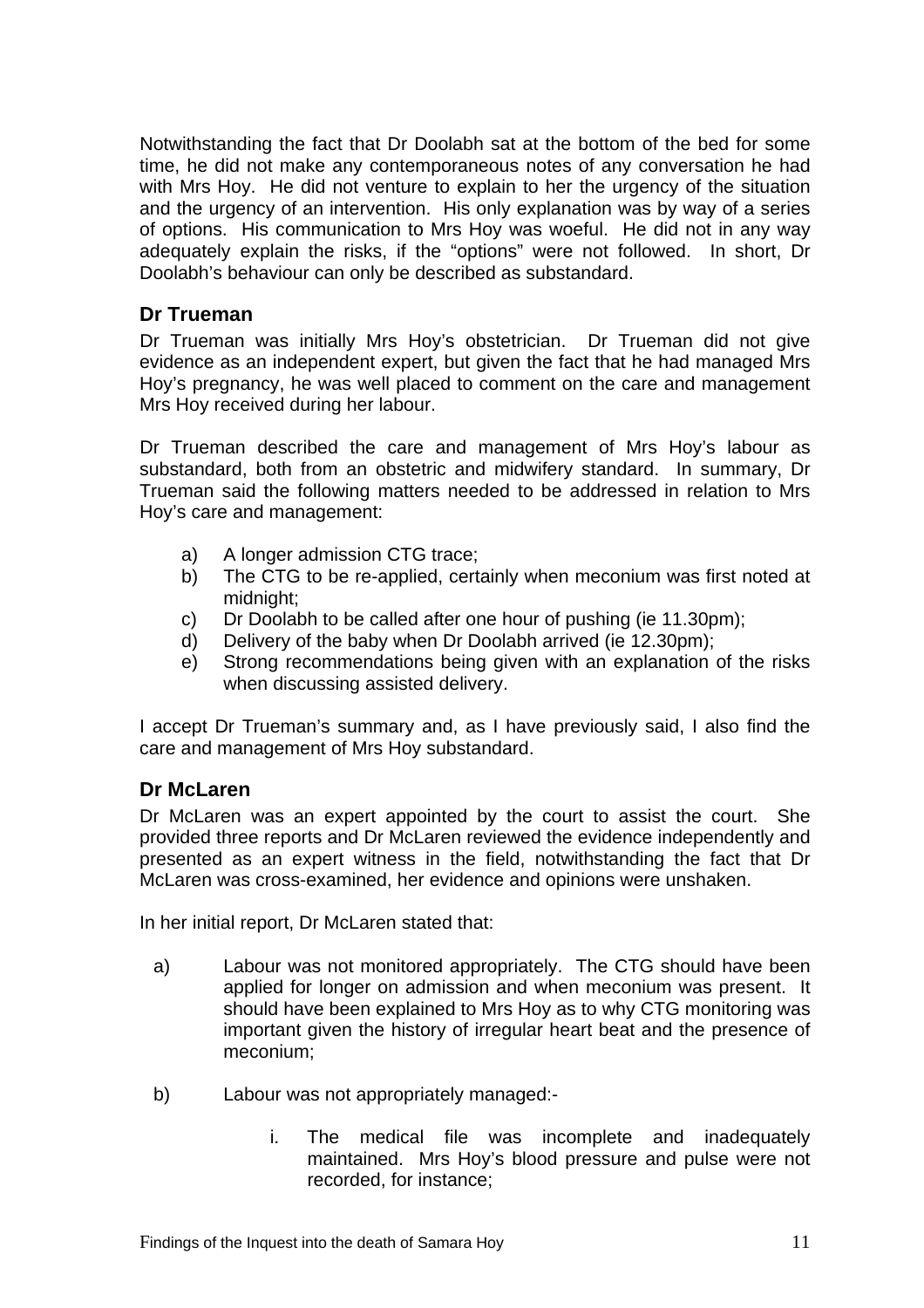Notwithstanding the fact that Dr Doolabh sat at the bottom of the bed for some time, he did not make any contemporaneous notes of any conversation he had with Mrs Hoy. He did not venture to explain to her the urgency of the situation and the urgency of an intervention. His only explanation was by way of a series of options. His communication to Mrs Hoy was woeful. He did not in any way adequately explain the risks, if the "options" were not followed. In short, Dr Doolabh's behaviour can only be described as substandard.

## Dr Trueman

Dr Trueman was initially Mrs Hoy's obstetrician. Dr Trueman did not give evidence as an independent expert, but given the fact that he had managed Mrs Hoy's pregnancy, he was well placed to comment on the care and management Mrs Hoy received during her labour.

Dr Trueman described the care and management of Mrs Hoy's labour as substandard, both from an obstetric and midwifery standard. In summary, Dr Trueman said the following matters needed to be addressed in relation to Mrs Hoy's care and management:

a) A longer admission CTG trace;
b) The CTG to be re-applied, certainly when meconium was first noted at midnight;
c) Dr Doolabh to be called after one hour of pushing (ie 11.30pm);
d) Delivery of the baby when Dr Doolabh arrived (ie 12.30pm);
e) Strong recommendations being given with an explanation of the risks when discussing assisted delivery.

I accept Dr Trueman's summary and, as I have previously said, I also find the care and management of Mrs Hoy substandard.

## Dr McLaren

Dr McLaren was an expert appointed by the court to assist the court. She provided three reports and Dr McLaren reviewed the evidence independently and presented as an expert witness in the field, notwithstanding the fact that Dr McLaren was cross-examined, her evidence and opinions were unshaken.

In her initial report, Dr McLaren stated that:

a) Labour was not monitored appropriately. The CTG should have been applied for longer on admission and when meconium was present. It should have been explained to Mrs Hoy as to why CTG monitoring was important given the history of irregular heart beat and the presence of meconium;

b) Labour was not appropriately managed:-

   i. The medical file was incomplete and inadequately maintained. Mrs Hoy's blood pressure and pulse were not recorded, for instance;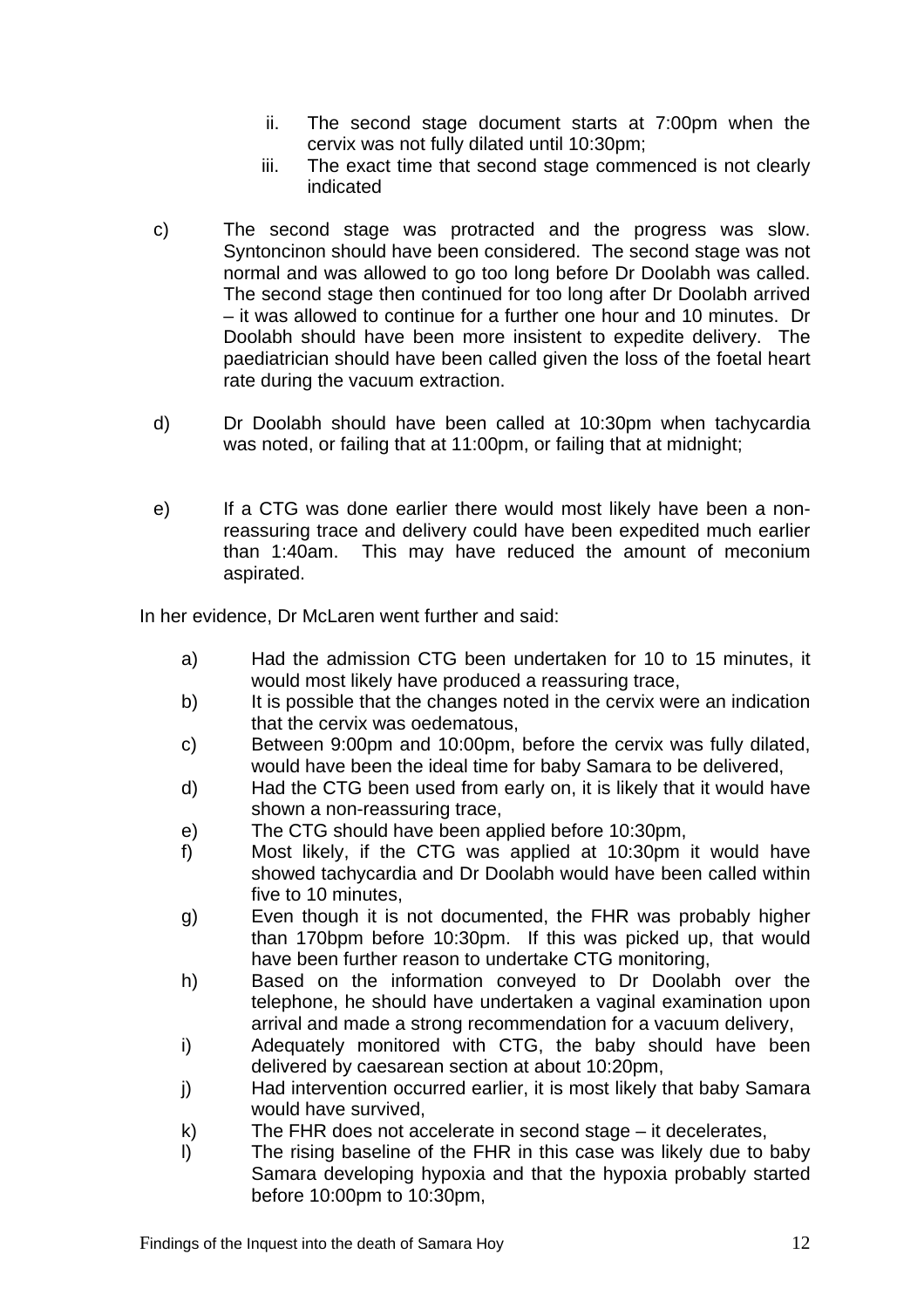ii. The second stage document starts at 7:00pm when the cervix was not fully dilated until 10:30pm;

iii. The exact time that second stage commenced is not clearly indicated

c) The second stage was protracted and the progress was slow. Syntoncinon should have been considered. The second stage was not normal and was allowed to go too long before Dr Doolabh was called. The second stage then continued for too long after Dr Doolabh arrived – it was allowed to continue for a further one hour and 10 minutes. Dr Doolabh should have been more insistent to expedite delivery. The paediatrician should have been called given the loss of the foetal heart rate during the vacuum extraction.

d) Dr Doolabh should have been called at 10:30pm when tachycardia was noted, or failing that at 11:00pm, or failing that at midnight;

e) If a CTG was done earlier there would most likely have been a non-reassuring trace and delivery could have been expedited much earlier than 1:40am. This may have reduced the amount of meconium aspirated.

In her evidence, Dr McLaren went further and said:

a) Had the admission CTG been undertaken for 10 to 15 minutes, it would most likely have produced a reassuring trace,

b) It is possible that the changes noted in the cervix were an indication that the cervix was oedematous,

c) Between 9:00pm and 10:00pm, before the cervix was fully dilated, would have been the ideal time for baby Samara to be delivered,

d) Had the CTG been used from early on, it is likely that it would have shown a non-reassuring trace,

e) The CTG should have been applied before 10:30pm,

f) Most likely, if the CTG was applied at 10:30pm it would have showed tachycardia and Dr Doolabh would have been called within five to 10 minutes,

g) Even though it is not documented, the FHR was probably higher than 170bpm before 10:30pm. If this was picked up, that would have been further reason to undertake CTG monitoring,

h) Based on the information conveyed to Dr Doolabh over the telephone, he should have undertaken a vaginal examination upon arrival and made a strong recommendation for a vacuum delivery,

i) Adequately monitored with CTG, the baby should have been delivered by caesarean section at about 10:20pm,

j) Had intervention occurred earlier, it is most likely that baby Samara would have survived,

k) The FHR does not accelerate in second stage – it decelerates,

l) The rising baseline of the FHR in this case was likely due to baby Samara developing hypoxia and that the hypoxia probably started before 10:00pm to 10:30pm,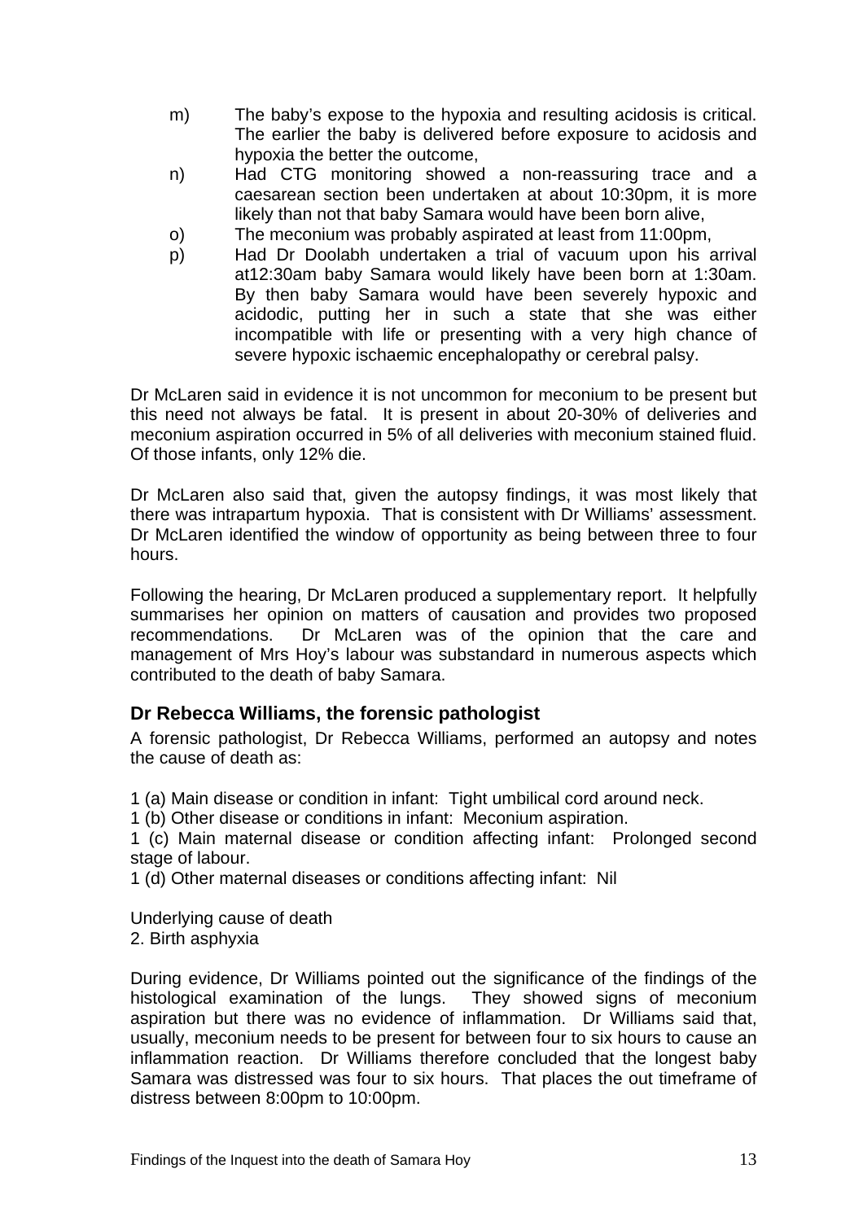m) The baby's expose to the hypoxia and resulting acidosis is critical. The earlier the baby is delivered before exposure to acidosis and hypoxia the better the outcome,

n) Had CTG monitoring showed a non-reassuring trace and a caesarean section been undertaken at about 10:30pm, it is more likely than not that baby Samara would have been born alive,

o) The meconium was probably aspirated at least from 11:00pm,

p) Had Dr Doolabh undertaken a trial of vacuum upon his arrival at12:30am baby Samara would likely have been born at 1:30am. By then baby Samara would have been severely hypoxic and acidodic, putting her in such a state that she was either incompatible with life or presenting with a very high chance of severe hypoxic ischaemic encephalopathy or cerebral palsy.

Dr McLaren said in evidence it is not uncommon for meconium to be present but this need not always be fatal. It is present in about 20-30% of deliveries and meconium aspiration occurred in 5% of all deliveries with meconium stained fluid. Of those infants, only 12% die.

Dr McLaren also said that, given the autopsy findings, it was most likely that there was intrapartum hypoxia. That is consistent with Dr Williams' assessment. Dr McLaren identified the window of opportunity as being between three to four hours.

Following the hearing, Dr McLaren produced a supplementary report. It helpfully summarises her opinion on matters of causation and provides two proposed recommendations. Dr McLaren was of the opinion that the care and management of Mrs Hoy's labour was substandard in numerous aspects which contributed to the death of baby Samara.

### Dr Rebecca Williams, the forensic pathologist

A forensic pathologist, Dr Rebecca Williams, performed an autopsy and notes the cause of death as:

1 (a) Main disease or condition in infant: Tight umbilical cord around neck.
1 (b) Other disease or conditions in infant: Meconium aspiration.
1 (c) Main maternal disease or condition affecting infant: Prolonged second stage of labour.
1 (d) Other maternal diseases or conditions affecting infant: Nil

Underlying cause of death
2. Birth asphyxia

During evidence, Dr Williams pointed out the significance of the findings of the histological examination of the lungs. They showed signs of meconium aspiration but there was no evidence of inflammation. Dr Williams said that, usually, meconium needs to be present for between four to six hours to cause an inflammation reaction. Dr Williams therefore concluded that the longest baby Samara was distressed was four to six hours. That places the out timeframe of distress between 8:00pm to 10:00pm.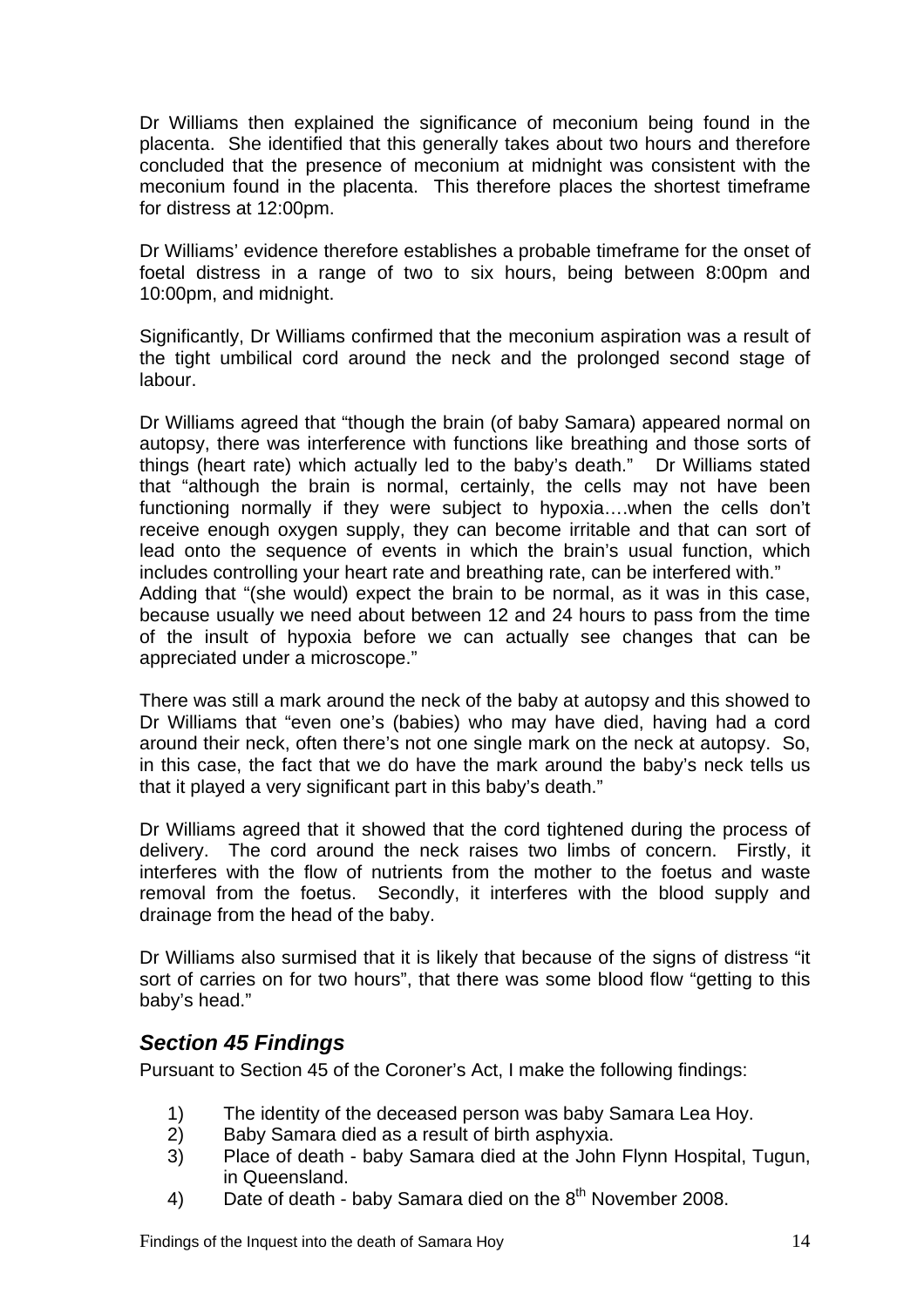Dr Williams then explained the significance of meconium being found in the placenta. She identified that this generally takes about two hours and therefore concluded that the presence of meconium at midnight was consistent with the meconium found in the placenta. This therefore places the shortest timeframe for distress at 12:00pm.

Dr Williams' evidence therefore establishes a probable timeframe for the onset of foetal distress in a range of two to six hours, being between 8:00pm and 10:00pm, and midnight.

Significantly, Dr Williams confirmed that the meconium aspiration was a result of the tight umbilical cord around the neck and the prolonged second stage of labour.

Dr Williams agreed that "though the brain (of baby Samara) appeared normal on autopsy, there was interference with functions like breathing and those sorts of things (heart rate) which actually led to the baby's death." Dr Williams stated that "although the brain is normal, certainly, the cells may not have been functioning normally if they were subject to hypoxia….when the cells don't receive enough oxygen supply, they can become irritable and that can sort of lead onto the sequence of events in which the brain's usual function, which includes controlling your heart rate and breathing rate, can be interfered with." Adding that "(she would) expect the brain to be normal, as it was in this case, because usually we need about between 12 and 24 hours to pass from the time of the insult of hypoxia before we can actually see changes that can be appreciated under a microscope."

There was still a mark around the neck of the baby at autopsy and this showed to Dr Williams that "even one's (babies) who may have died, having had a cord around their neck, often there's not one single mark on the neck at autopsy. So, in this case, the fact that we do have the mark around the baby's neck tells us that it played a very significant part in this baby's death."

Dr Williams agreed that it showed that the cord tightened during the process of delivery. The cord around the neck raises two limbs of concern. Firstly, it interferes with the flow of nutrients from the mother to the foetus and waste removal from the foetus. Secondly, it interferes with the blood supply and drainage from the head of the baby.

Dr Williams also surmised that it is likely that because of the signs of distress "it sort of carries on for two hours", that there was some blood flow "getting to this baby's head."

## *Section 45 Findings*

Pursuant to Section 45 of the Coroner's Act, I make the following findings:

1) The identity of the deceased person was baby Samara Lea Hoy.
2) Baby Samara died as a result of birth asphyxia.
3) Place of death - baby Samara died at the John Flynn Hospital, Tugun, in Queensland.
4) Date of death - baby Samara died on the 8th November 2008.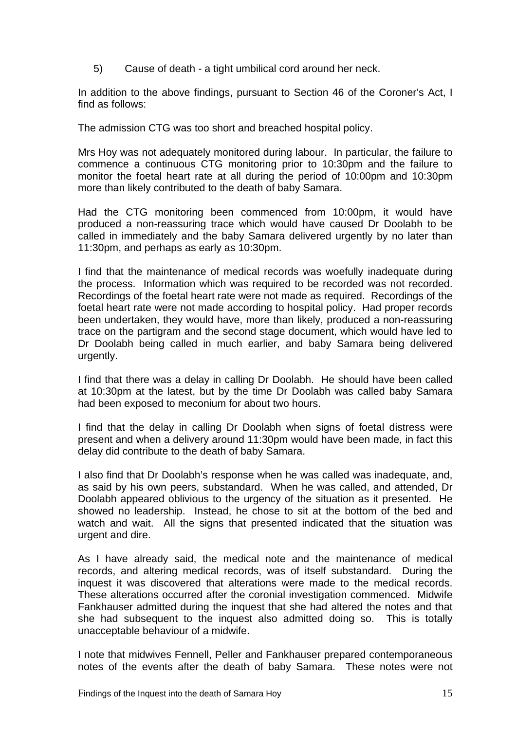5) Cause of death - a tight umbilical cord around her neck.

In addition to the above findings, pursuant to Section 46 of the Coroner's Act, I find as follows:

The admission CTG was too short and breached hospital policy.

Mrs Hoy was not adequately monitored during labour. In particular, the failure to commence a continuous CTG monitoring prior to 10:30pm and the failure to monitor the foetal heart rate at all during the period of 10:00pm and 10:30pm more than likely contributed to the death of baby Samara.

Had the CTG monitoring been commenced from 10:00pm, it would have produced a non-reassuring trace which would have caused Dr Doolabh to be called in immediately and the baby Samara delivered urgently by no later than 11:30pm, and perhaps as early as 10:30pm.

I find that the maintenance of medical records was woefully inadequate during the process. Information which was required to be recorded was not recorded. Recordings of the foetal heart rate were not made as required. Recordings of the foetal heart rate were not made according to hospital policy. Had proper records been undertaken, they would have, more than likely, produced a non-reassuring trace on the partigram and the second stage document, which would have led to Dr Doolabh being called in much earlier, and baby Samara being delivered urgently.

I find that there was a delay in calling Dr Doolabh. He should have been called at 10:30pm at the latest, but by the time Dr Doolabh was called baby Samara had been exposed to meconium for about two hours.

I find that the delay in calling Dr Doolabh when signs of foetal distress were present and when a delivery around 11:30pm would have been made, in fact this delay did contribute to the death of baby Samara.

I also find that Dr Doolabh's response when he was called was inadequate, and, as said by his own peers, substandard. When he was called, and attended, Dr Doolabh appeared oblivious to the urgency of the situation as it presented. He showed no leadership. Instead, he chose to sit at the bottom of the bed and watch and wait. All the signs that presented indicated that the situation was urgent and dire.

As I have already said, the medical note and the maintenance of medical records, and altering medical records, was of itself substandard. During the inquest it was discovered that alterations were made to the medical records. These alterations occurred after the coronial investigation commenced. Midwife Fankhauser admitted during the inquest that she had altered the notes and that she had subsequent to the inquest also admitted doing so. This is totally unacceptable behaviour of a midwife.

I note that midwives Fennell, Peller and Fankhauser prepared contemporaneous notes of the events after the death of baby Samara. These notes were not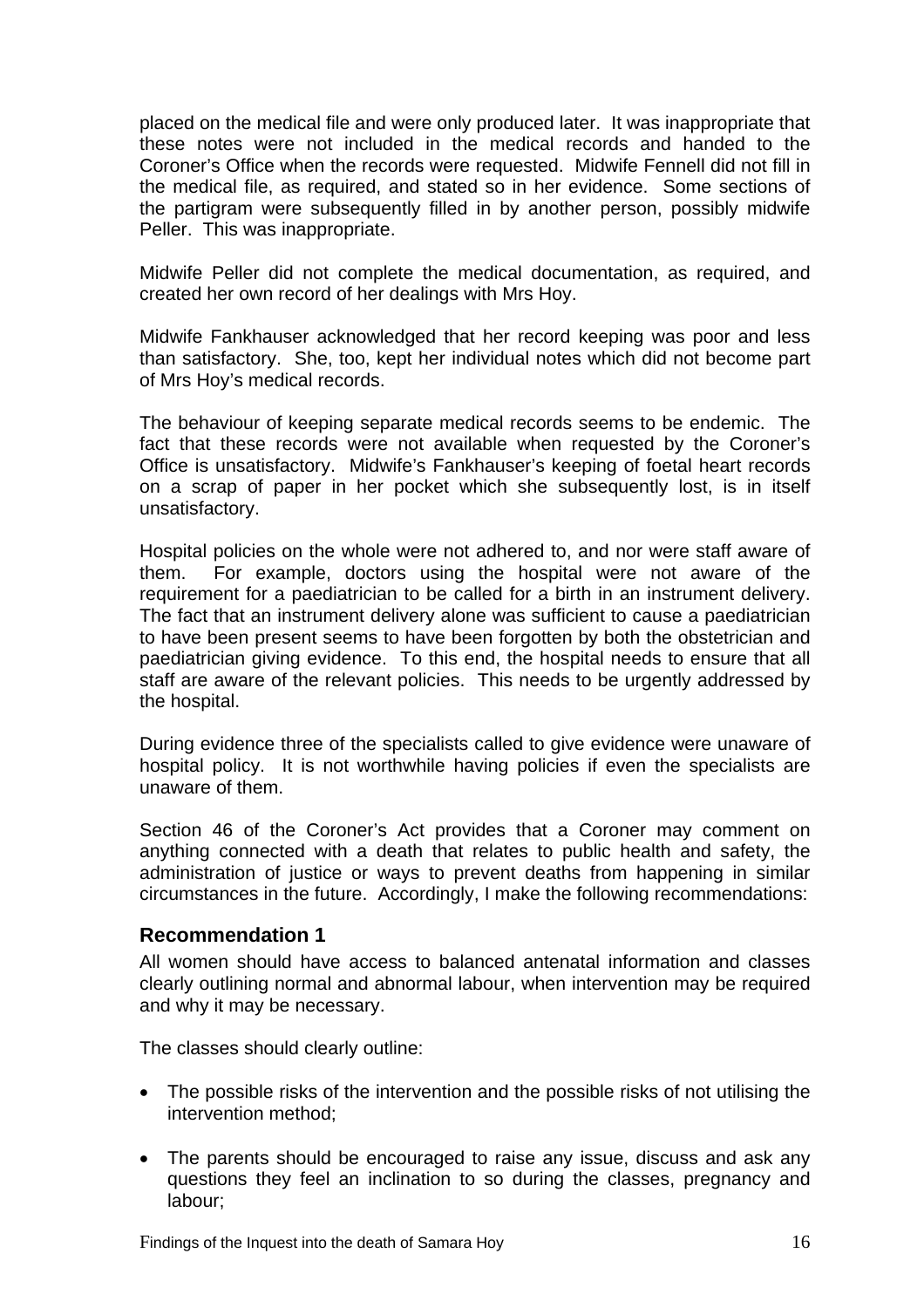placed on the medical file and were only produced later. It was inappropriate that these notes were not included in the medical records and handed to the Coroner's Office when the records were requested. Midwife Fennell did not fill in the medical file, as required, and stated so in her evidence. Some sections of the partigram were subsequently filled in by another person, possibly midwife Peller. This was inappropriate.

Midwife Peller did not complete the medical documentation, as required, and created her own record of her dealings with Mrs Hoy.

Midwife Fankhauser acknowledged that her record keeping was poor and less than satisfactory. She, too, kept her individual notes which did not become part of Mrs Hoy's medical records.

The behaviour of keeping separate medical records seems to be endemic. The fact that these records were not available when requested by the Coroner's Office is unsatisfactory. Midwife's Fankhauser's keeping of foetal heart records on a scrap of paper in her pocket which she subsequently lost, is in itself unsatisfactory.

Hospital policies on the whole were not adhered to, and nor were staff aware of them. For example, doctors using the hospital were not aware of the requirement for a paediatrician to be called for a birth in an instrument delivery. The fact that an instrument delivery alone was sufficient to cause a paediatrician to have been present seems to have been forgotten by both the obstetrician and paediatrician giving evidence. To this end, the hospital needs to ensure that all staff are aware of the relevant policies. This needs to be urgently addressed by the hospital.

During evidence three of the specialists called to give evidence were unaware of hospital policy. It is not worthwhile having policies if even the specialists are unaware of them.

Section 46 of the Coroner's Act provides that a Coroner may comment on anything connected with a death that relates to public health and safety, the administration of justice or ways to prevent deaths from happening in similar circumstances in the future. Accordingly, I make the following recommendations:

### Recommendation 1

All women should have access to balanced antenatal information and classes clearly outlining normal and abnormal labour, when intervention may be required and why it may be necessary.

The classes should clearly outline:

- The possible risks of the intervention and the possible risks of not utilising the intervention method;
- The parents should be encouraged to raise any issue, discuss and ask any questions they feel an inclination to so during the classes, pregnancy and labour;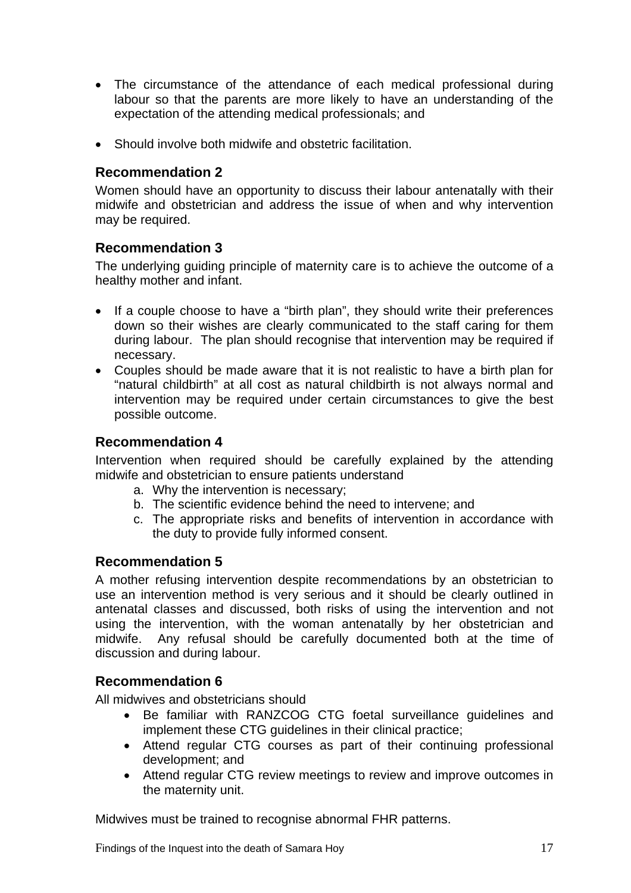- The circumstance of the attendance of each medical professional during labour so that the parents are more likely to have an understanding of the expectation of the attending medical professionals; and

- Should involve both midwife and obstetric facilitation.

### Recommendation 2

Women should have an opportunity to discuss their labour antenatally with their midwife and obstetrician and address the issue of when and why intervention may be required.

### Recommendation 3

The underlying guiding principle of maternity care is to achieve the outcome of a healthy mother and infant.

- If a couple choose to have a "birth plan", they should write their preferences down so their wishes are clearly communicated to the staff caring for them during labour. The plan should recognise that intervention may be required if necessary.
- Couples should be made aware that it is not realistic to have a birth plan for "natural childbirth" at all cost as natural childbirth is not always normal and intervention may be required under certain circumstances to give the best possible outcome.

### Recommendation 4

Intervention when required should be carefully explained by the attending midwife and obstetrician to ensure patients understand

a. Why the intervention is necessary;
b. The scientific evidence behind the need to intervene; and
c. The appropriate risks and benefits of intervention in accordance with the duty to provide fully informed consent.

### Recommendation 5

A mother refusing intervention despite recommendations by an obstetrician to use an intervention method is very serious and it should be clearly outlined in antenatal classes and discussed, both risks of using the intervention and not using the intervention, with the woman antenatally by her obstetrician and midwife. Any refusal should be carefully documented both at the time of discussion and during labour.

### Recommendation 6

All midwives and obstetricians should

- Be familiar with RANZCOG CTG foetal surveillance guidelines and implement these CTG guidelines in their clinical practice;
- Attend regular CTG courses as part of their continuing professional development; and
- Attend regular CTG review meetings to review and improve outcomes in the maternity unit.

Midwives must be trained to recognise abnormal FHR patterns.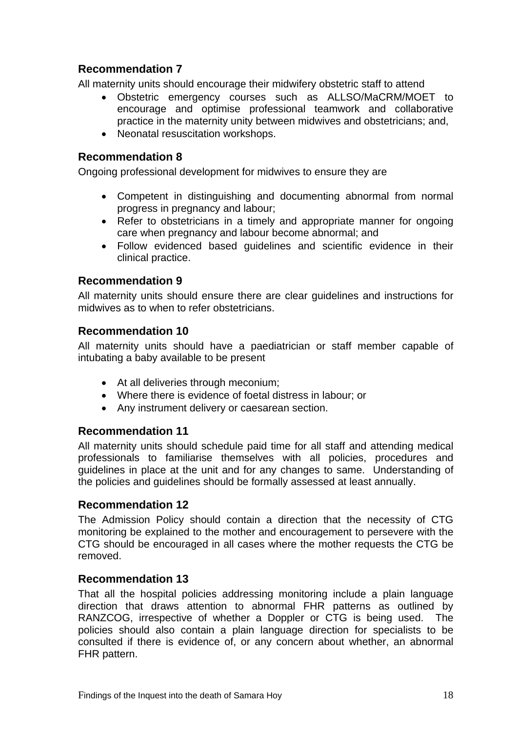### Recommendation 7

All maternity units should encourage their midwifery obstetric staff to attend

- Obstetric emergency courses such as ALLSO/MaCRM/MOET to encourage and optimise professional teamwork and collaborative practice in the maternity unity between midwives and obstetricians; and,
- Neonatal resuscitation workshops.

### Recommendation 8

Ongoing professional development for midwives to ensure they are

- Competent in distinguishing and documenting abnormal from normal progress in pregnancy and labour;
- Refer to obstetricians in a timely and appropriate manner for ongoing care when pregnancy and labour become abnormal; and
- Follow evidenced based guidelines and scientific evidence in their clinical practice.

### Recommendation 9

All maternity units should ensure there are clear guidelines and instructions for midwives as to when to refer obstetricians.

### Recommendation 10

All maternity units should have a paediatrician or staff member capable of intubating a baby available to be present

- At all deliveries through meconium;
- Where there is evidence of foetal distress in labour; or
- Any instrument delivery or caesarean section.

### Recommendation 11

All maternity units should schedule paid time for all staff and attending medical professionals to familiarise themselves with all policies, procedures and guidelines in place at the unit and for any changes to same. Understanding of the policies and guidelines should be formally assessed at least annually.

### Recommendation 12

The Admission Policy should contain a direction that the necessity of CTG monitoring be explained to the mother and encouragement to persevere with the CTG should be encouraged in all cases where the mother requests the CTG be removed.

### Recommendation 13

That all the hospital policies addressing monitoring include a plain language direction that draws attention to abnormal FHR patterns as outlined by RANZCOG, irrespective of whether a Doppler or CTG is being used. The policies should also contain a plain language direction for specialists to be consulted if there is evidence of, or any concern about whether, an abnormal FHR pattern.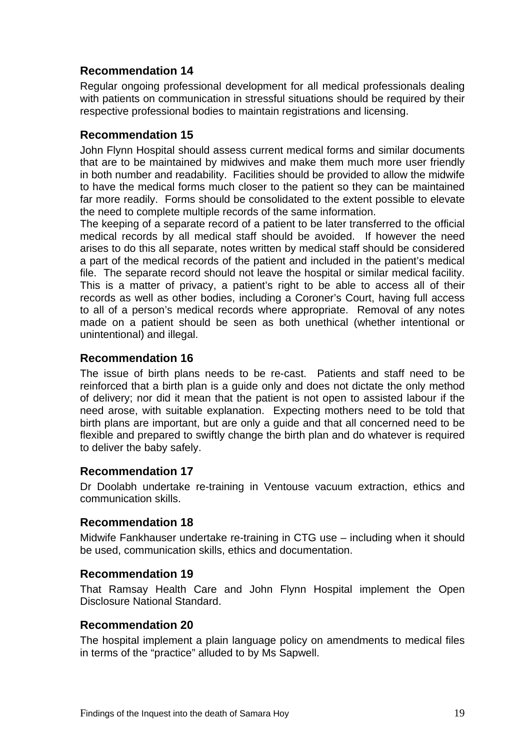## Recommendation 14

Regular ongoing professional development for all medical professionals dealing with patients on communication in stressful situations should be required by their respective professional bodies to maintain registrations and licensing.

## Recommendation 15

John Flynn Hospital should assess current medical forms and similar documents that are to be maintained by midwives and make them much more user friendly in both number and readability. Facilities should be provided to allow the midwife to have the medical forms much closer to the patient so they can be maintained far more readily. Forms should be consolidated to the extent possible to elevate the need to complete multiple records of the same information.

The keeping of a separate record of a patient to be later transferred to the official medical records by all medical staff should be avoided. If however the need arises to do this all separate, notes written by medical staff should be considered a part of the medical records of the patient and included in the patient's medical file. The separate record should not leave the hospital or similar medical facility. This is a matter of privacy, a patient's right to be able to access all of their records as well as other bodies, including a Coroner's Court, having full access to all of a person's medical records where appropriate. Removal of any notes made on a patient should be seen as both unethical (whether intentional or unintentional) and illegal.

## Recommendation 16

The issue of birth plans needs to be re-cast. Patients and staff need to be reinforced that a birth plan is a guide only and does not dictate the only method of delivery; nor did it mean that the patient is not open to assisted labour if the need arose, with suitable explanation. Expecting mothers need to be told that birth plans are important, but are only a guide and that all concerned need to be flexible and prepared to swiftly change the birth plan and do whatever is required to deliver the baby safely.

## Recommendation 17

Dr Doolabh undertake re-training in Ventouse vacuum extraction, ethics and communication skills.

## Recommendation 18

Midwife Fankhauser undertake re-training in CTG use – including when it should be used, communication skills, ethics and documentation.

## Recommendation 19

That Ramsay Health Care and John Flynn Hospital implement the Open Disclosure National Standard.

## Recommendation 20

The hospital implement a plain language policy on amendments to medical files in terms of the "practice" alluded to by Ms Sapwell.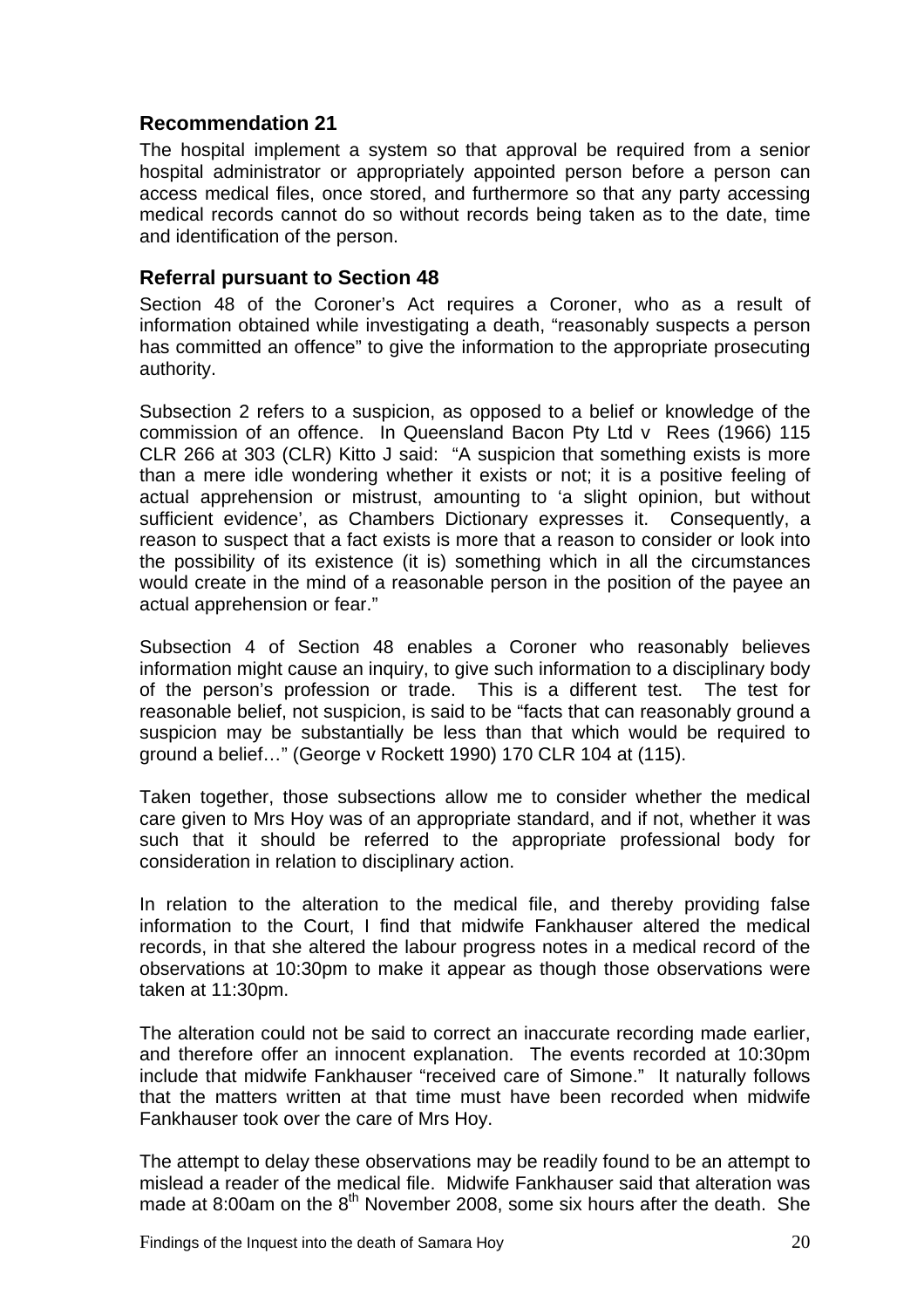## Recommendation 21

The hospital implement a system so that approval be required from a senior hospital administrator or appropriately appointed person before a person can access medical files, once stored, and furthermore so that any party accessing medical records cannot do so without records being taken as to the date, time and identification of the person.

## Referral pursuant to Section 48

Section 48 of the Coroner's Act requires a Coroner, who as a result of information obtained while investigating a death, "reasonably suspects a person has committed an offence" to give the information to the appropriate prosecuting authority.

Subsection 2 refers to a suspicion, as opposed to a belief or knowledge of the commission of an offence. In Queensland Bacon Pty Ltd v Rees (1966) 115 CLR 266 at 303 (CLR) Kitto J said: "A suspicion that something exists is more than a mere idle wondering whether it exists or not; it is a positive feeling of actual apprehension or mistrust, amounting to 'a slight opinion, but without sufficient evidence', as Chambers Dictionary expresses it. Consequently, a reason to suspect that a fact exists is more that a reason to consider or look into the possibility of its existence (it is) something which in all the circumstances would create in the mind of a reasonable person in the position of the payee an actual apprehension or fear."

Subsection 4 of Section 48 enables a Coroner who reasonably believes information might cause an inquiry, to give such information to a disciplinary body of the person's profession or trade. This is a different test. The test for reasonable belief, not suspicion, is said to be "facts that can reasonably ground a suspicion may be substantially be less than that which would be required to ground a belief…" (George v Rockett 1990) 170 CLR 104 at (115).

Taken together, those subsections allow me to consider whether the medical care given to Mrs Hoy was of an appropriate standard, and if not, whether it was such that it should be referred to the appropriate professional body for consideration in relation to disciplinary action.

In relation to the alteration to the medical file, and thereby providing false information to the Court, I find that midwife Fankhauser altered the medical records, in that she altered the labour progress notes in a medical record of the observations at 10:30pm to make it appear as though those observations were taken at 11:30pm.

The alteration could not be said to correct an inaccurate recording made earlier, and therefore offer an innocent explanation. The events recorded at 10:30pm include that midwife Fankhauser "received care of Simone." It naturally follows that the matters written at that time must have been recorded when midwife Fankhauser took over the care of Mrs Hoy.

The attempt to delay these observations may be readily found to be an attempt to mislead a reader of the medical file. Midwife Fankhauser said that alteration was made at 8:00am on the 8th November 2008, some six hours after the death. She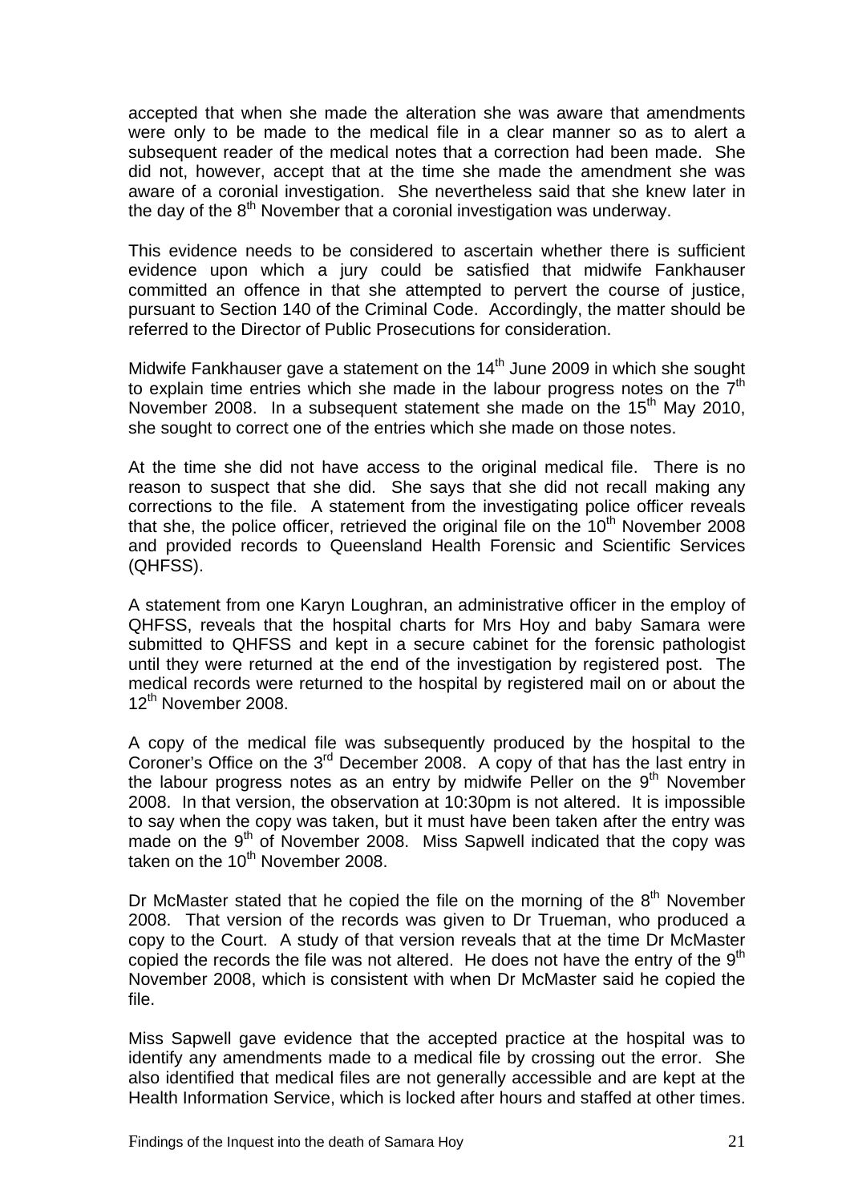accepted that when she made the alteration she was aware that amendments were only to be made to the medical file in a clear manner so as to alert a subsequent reader of the medical notes that a correction had been made. She did not, however, accept that at the time she made the amendment she was aware of a coronial investigation. She nevertheless said that she knew later in the day of the 8th November that a coronial investigation was underway.

This evidence needs to be considered to ascertain whether there is sufficient evidence upon which a jury could be satisfied that midwife Fankhauser committed an offence in that she attempted to pervert the course of justice, pursuant to Section 140 of the Criminal Code. Accordingly, the matter should be referred to the Director of Public Prosecutions for consideration.

Midwife Fankhauser gave a statement on the 14th June 2009 in which she sought to explain time entries which she made in the labour progress notes on the 7th November 2008. In a subsequent statement she made on the 15th May 2010, she sought to correct one of the entries which she made on those notes.

At the time she did not have access to the original medical file. There is no reason to suspect that she did. She says that she did not recall making any corrections to the file. A statement from the investigating police officer reveals that she, the police officer, retrieved the original file on the 10th November 2008 and provided records to Queensland Health Forensic and Scientific Services (QHFSS).

A statement from one Karyn Loughran, an administrative officer in the employ of QHFSS, reveals that the hospital charts for Mrs Hoy and baby Samara were submitted to QHFSS and kept in a secure cabinet for the forensic pathologist until they were returned at the end of the investigation by registered post. The medical records were returned to the hospital by registered mail on or about the 12th November 2008.

A copy of the medical file was subsequently produced by the hospital to the Coroner's Office on the 3rd December 2008. A copy of that has the last entry in the labour progress notes as an entry by midwife Peller on the 9th November 2008. In that version, the observation at 10:30pm is not altered. It is impossible to say when the copy was taken, but it must have been taken after the entry was made on the 9th of November 2008. Miss Sapwell indicated that the copy was taken on the 10th November 2008.

Dr McMaster stated that he copied the file on the morning of the 8th November 2008. That version of the records was given to Dr Trueman, who produced a copy to the Court. A study of that version reveals that at the time Dr McMaster copied the records the file was not altered. He does not have the entry of the 9th November 2008, which is consistent with when Dr McMaster said he copied the file.

Miss Sapwell gave evidence that the accepted practice at the hospital was to identify any amendments made to a medical file by crossing out the error. She also identified that medical files are not generally accessible and are kept at the Health Information Service, which is locked after hours and staffed at other times.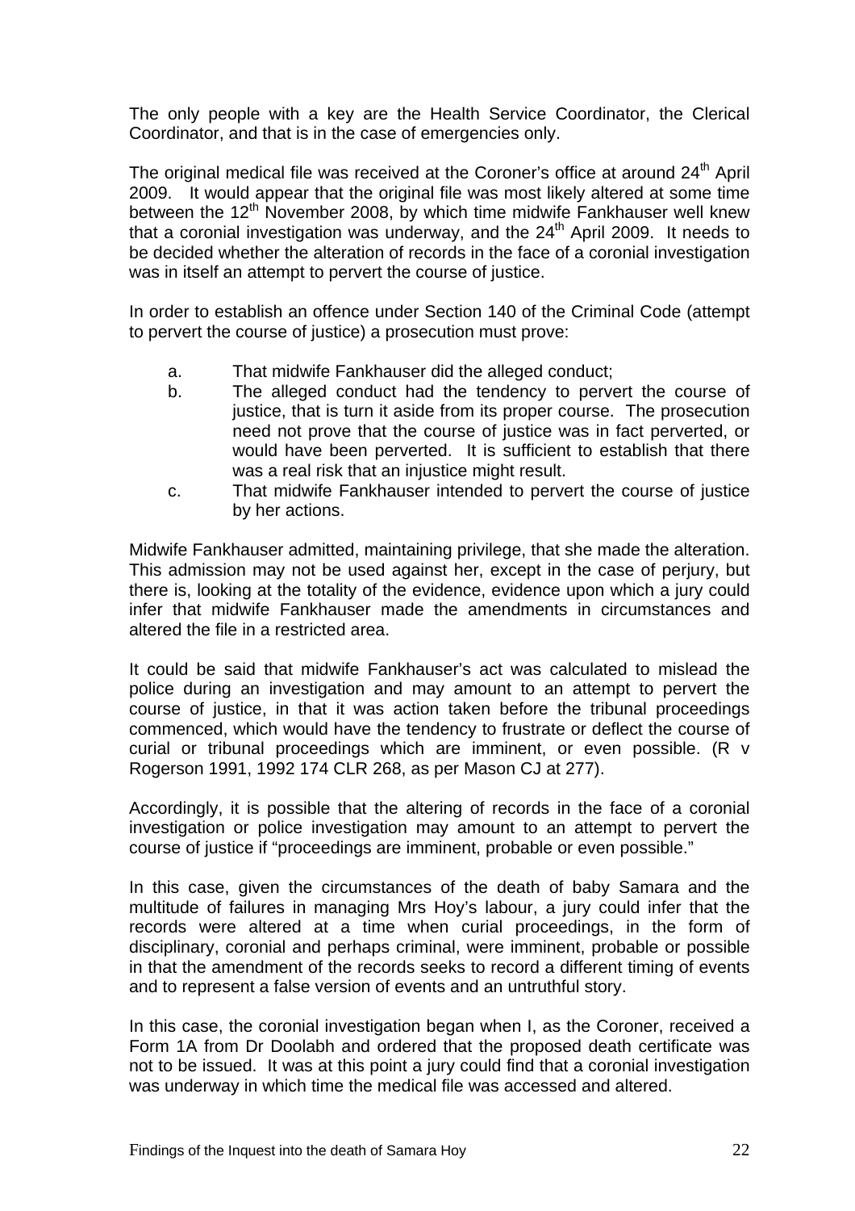The only people with a key are the Health Service Coordinator, the Clerical Coordinator, and that is in the case of emergencies only.

The original medical file was received at the Coroner's office at around 24th April 2009. It would appear that the original file was most likely altered at some time between the 12th November 2008, by which time midwife Fankhauser well knew that a coronial investigation was underway, and the 24th April 2009. It needs to be decided whether the alteration of records in the face of a coronial investigation was in itself an attempt to pervert the course of justice.

In order to establish an offence under Section 140 of the Criminal Code (attempt to pervert the course of justice) a prosecution must prove:

a. That midwife Fankhauser did the alleged conduct;
b. The alleged conduct had the tendency to pervert the course of justice, that is turn it aside from its proper course. The prosecution need not prove that the course of justice was in fact perverted, or would have been perverted. It is sufficient to establish that there was a real risk that an injustice might result.
c. That midwife Fankhauser intended to pervert the course of justice by her actions.

Midwife Fankhauser admitted, maintaining privilege, that she made the alteration. This admission may not be used against her, except in the case of perjury, but there is, looking at the totality of the evidence, evidence upon which a jury could infer that midwife Fankhauser made the amendments in circumstances and altered the file in a restricted area.

It could be said that midwife Fankhauser's act was calculated to mislead the police during an investigation and may amount to an attempt to pervert the course of justice, in that it was action taken before the tribunal proceedings commenced, which would have the tendency to frustrate or deflect the course of curial or tribunal proceedings which are imminent, or even possible. (R v Rogerson 1991, 1992 174 CLR 268, as per Mason CJ at 277).

Accordingly, it is possible that the altering of records in the face of a coronial investigation or police investigation may amount to an attempt to pervert the course of justice if "proceedings are imminent, probable or even possible."

In this case, given the circumstances of the death of baby Samara and the multitude of failures in managing Mrs Hoy's labour, a jury could infer that the records were altered at a time when curial proceedings, in the form of disciplinary, coronial and perhaps criminal, were imminent, probable or possible in that the amendment of the records seeks to record a different timing of events and to represent a false version of events and an untruthful story.

In this case, the coronial investigation began when I, as the Coroner, received a Form 1A from Dr Doolabh and ordered that the proposed death certificate was not to be issued. It was at this point a jury could find that a coronial investigation was underway in which time the medical file was accessed and altered.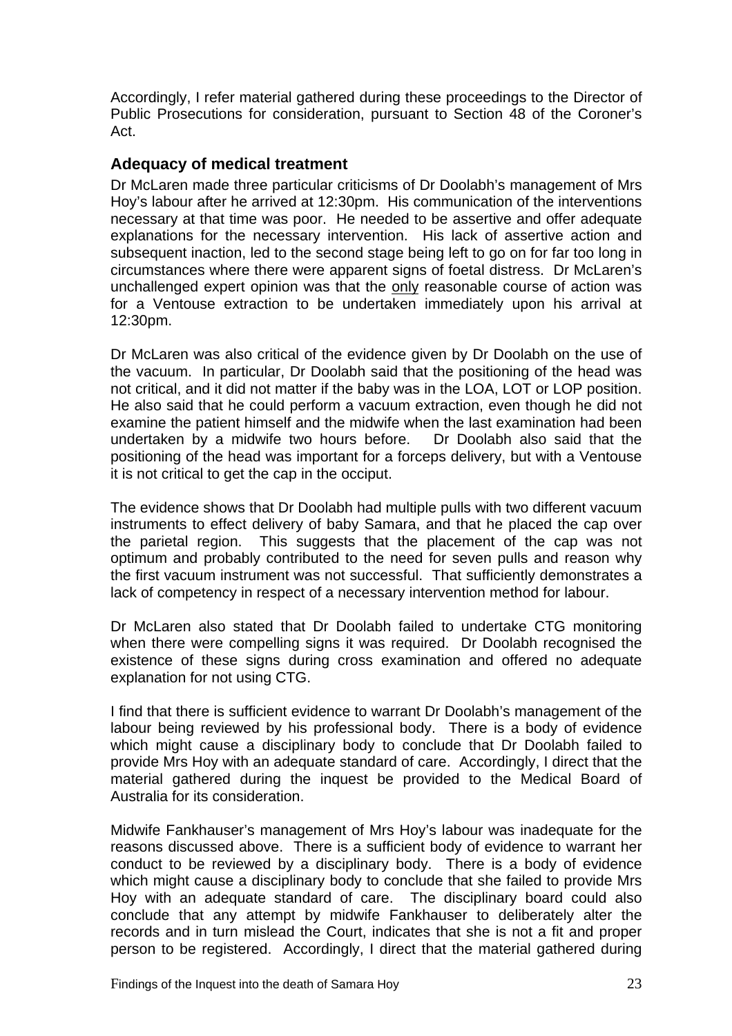Accordingly, I refer material gathered during these proceedings to the Director of Public Prosecutions for consideration, pursuant to Section 48 of the Coroner's Act.

## Adequacy of medical treatment

Dr McLaren made three particular criticisms of Dr Doolabh's management of Mrs Hoy's labour after he arrived at 12:30pm. His communication of the interventions necessary at that time was poor. He needed to be assertive and offer adequate explanations for the necessary intervention. His lack of assertive action and subsequent inaction, led to the second stage being left to go on for far too long in circumstances where there were apparent signs of foetal distress. Dr McLaren's unchallenged expert opinion was that the <u>only</u> reasonable course of action was for a Ventouse extraction to be undertaken immediately upon his arrival at 12:30pm.

Dr McLaren was also critical of the evidence given by Dr Doolabh on the use of the vacuum. In particular, Dr Doolabh said that the positioning of the head was not critical, and it did not matter if the baby was in the LOA, LOT or LOP position. He also said that he could perform a vacuum extraction, even though he did not examine the patient himself and the midwife when the last examination had been undertaken by a midwife two hours before. Dr Doolabh also said that the positioning of the head was important for a forceps delivery, but with a Ventouse it is not critical to get the cap in the occiput.

The evidence shows that Dr Doolabh had multiple pulls with two different vacuum instruments to effect delivery of baby Samara, and that he placed the cap over the parietal region. This suggests that the placement of the cap was not optimum and probably contributed to the need for seven pulls and reason why the first vacuum instrument was not successful. That sufficiently demonstrates a lack of competency in respect of a necessary intervention method for labour.

Dr McLaren also stated that Dr Doolabh failed to undertake CTG monitoring when there were compelling signs it was required. Dr Doolabh recognised the existence of these signs during cross examination and offered no adequate explanation for not using CTG.

I find that there is sufficient evidence to warrant Dr Doolabh's management of the labour being reviewed by his professional body. There is a body of evidence which might cause a disciplinary body to conclude that Dr Doolabh failed to provide Mrs Hoy with an adequate standard of care. Accordingly, I direct that the material gathered during the inquest be provided to the Medical Board of Australia for its consideration.

Midwife Fankhauser's management of Mrs Hoy's labour was inadequate for the reasons discussed above. There is a sufficient body of evidence to warrant her conduct to be reviewed by a disciplinary body. There is a body of evidence which might cause a disciplinary body to conclude that she failed to provide Mrs Hoy with an adequate standard of care. The disciplinary board could also conclude that any attempt by midwife Fankhauser to deliberately alter the records and in turn mislead the Court, indicates that she is not a fit and proper person to be registered. Accordingly, I direct that the material gathered during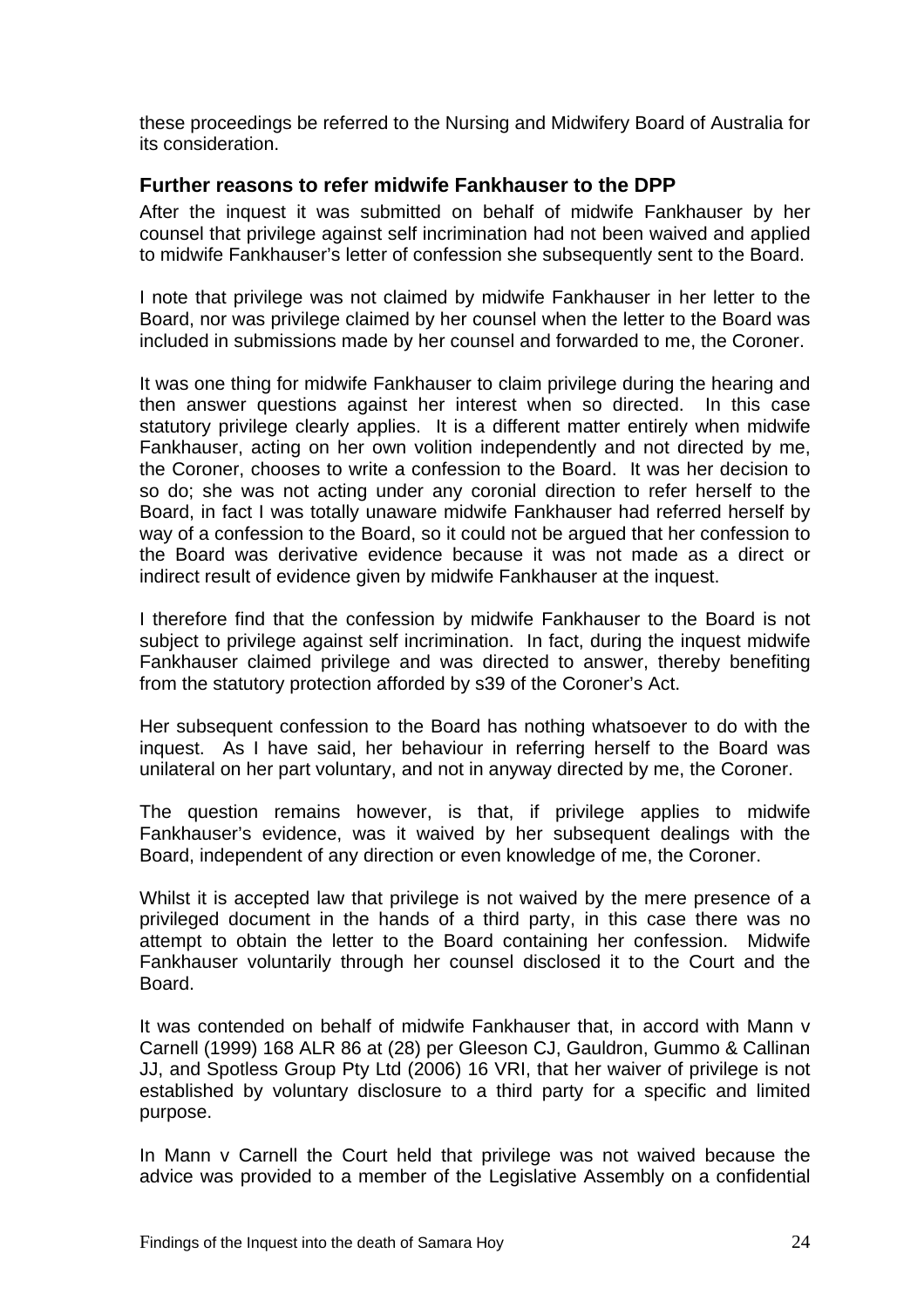these proceedings be referred to the Nursing and Midwifery Board of Australia for its consideration.

### Further reasons to refer midwife Fankhauser to the DPP

After the inquest it was submitted on behalf of midwife Fankhauser by her counsel that privilege against self incrimination had not been waived and applied to midwife Fankhauser's letter of confession she subsequently sent to the Board.

I note that privilege was not claimed by midwife Fankhauser in her letter to the Board, nor was privilege claimed by her counsel when the letter to the Board was included in submissions made by her counsel and forwarded to me, the Coroner.

It was one thing for midwife Fankhauser to claim privilege during the hearing and then answer questions against her interest when so directed. In this case statutory privilege clearly applies. It is a different matter entirely when midwife Fankhauser, acting on her own volition independently and not directed by me, the Coroner, chooses to write a confession to the Board. It was her decision to so do; she was not acting under any coronial direction to refer herself to the Board, in fact I was totally unaware midwife Fankhauser had referred herself by way of a confession to the Board, so it could not be argued that her confession to the Board was derivative evidence because it was not made as a direct or indirect result of evidence given by midwife Fankhauser at the inquest.

I therefore find that the confession by midwife Fankhauser to the Board is not subject to privilege against self incrimination. In fact, during the inquest midwife Fankhauser claimed privilege and was directed to answer, thereby benefiting from the statutory protection afforded by s39 of the Coroner's Act.

Her subsequent confession to the Board has nothing whatsoever to do with the inquest. As I have said, her behaviour in referring herself to the Board was unilateral on her part voluntary, and not in anyway directed by me, the Coroner.

The question remains however, is that, if privilege applies to midwife Fankhauser's evidence, was it waived by her subsequent dealings with the Board, independent of any direction or even knowledge of me, the Coroner.

Whilst it is accepted law that privilege is not waived by the mere presence of a privileged document in the hands of a third party, in this case there was no attempt to obtain the letter to the Board containing her confession. Midwife Fankhauser voluntarily through her counsel disclosed it to the Court and the Board.

It was contended on behalf of midwife Fankhauser that, in accord with Mann v Carnell (1999) 168 ALR 86 at (28) per Gleeson CJ, Gauldron, Gummo & Callinan JJ, and Spotless Group Pty Ltd (2006) 16 VRI, that her waiver of privilege is not established by voluntary disclosure to a third party for a specific and limited purpose.

In Mann v Carnell the Court held that privilege was not waived because the advice was provided to a member of the Legislative Assembly on a confidential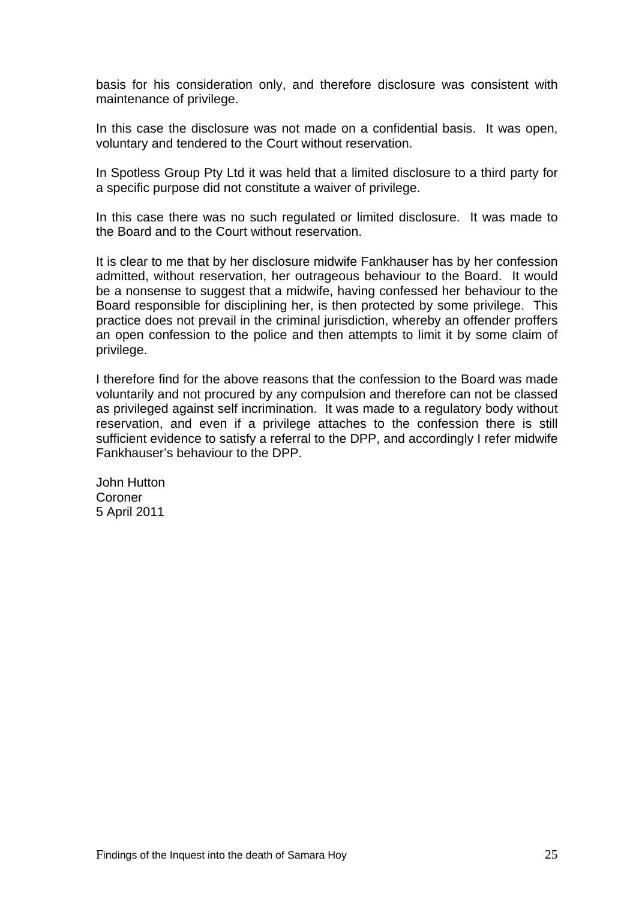basis for his consideration only, and therefore disclosure was consistent with maintenance of privilege.

In this case the disclosure was not made on a confidential basis. It was open, voluntary and tendered to the Court without reservation.

In Spotless Group Pty Ltd it was held that a limited disclosure to a third party for a specific purpose did not constitute a waiver of privilege.

In this case there was no such regulated or limited disclosure. It was made to the Board and to the Court without reservation.

It is clear to me that by her disclosure midwife Fankhauser has by her confession admitted, without reservation, her outrageous behaviour to the Board. It would be a nonsense to suggest that a midwife, having confessed her behaviour to the Board responsible for disciplining her, is then protected by some privilege. This practice does not prevail in the criminal jurisdiction, whereby an offender proffers an open confession to the police and then attempts to limit it by some claim of privilege.

I therefore find for the above reasons that the confession to the Board was made voluntarily and not procured by any compulsion and therefore can not be classed as privileged against self incrimination. It was made to a regulatory body without reservation, and even if a privilege attaches to the confession there is still sufficient evidence to satisfy a referral to the DPP, and accordingly I refer midwife Fankhauser's behaviour to the DPP.

John Hutton
Coroner
5 April 2011